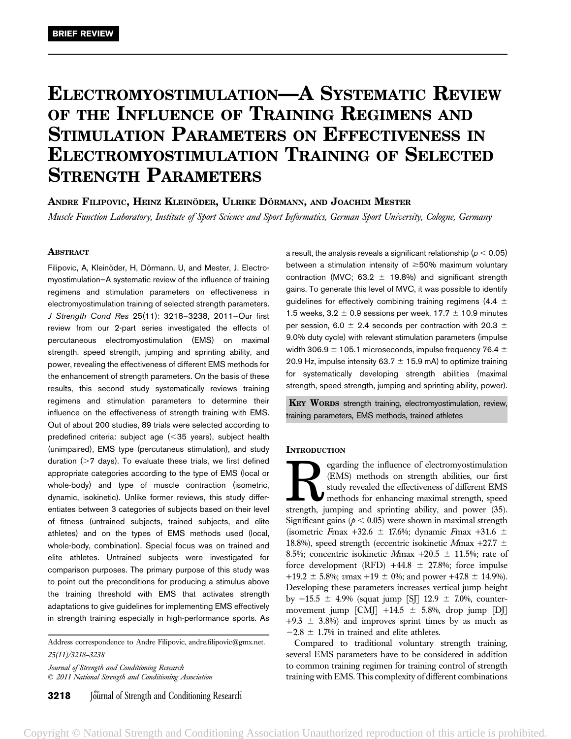BRIEF REVIEW

# Electromyostimulation—A Systematic Review of the Influence of Training Regimens and Stimulation Parameters on Effectiveness in Electromyostimulation Training of Selected Strength Parameters

**Andre Filipovic, Heinz Kleinöder, Ulrike Dörmann, and Joachim Mester**

*Muscle Function Laboratory, Institute of Sport Science and Sport Informatics, German Sport University, Cologne, Germany*

## Abstract

Filipovic, A, Kleinöder, H, Dörmann, U, and Mester, J. Electromyostimulation–A systematic review of the influence of training regimens and stimulation parameters on effectiveness in electromyostimulation training of selected strength parameters. *J Strength Cond Res* 25(11): 3218–3238, 2011—Our first review from our 2-part series investigated the effects of percutaneous electromyostimulation (EMS) on maximal strength, speed strength, jumping and sprinting ability, and power, revealing the effectiveness of different EMS methods for the enhancement of strength parameters. On the basis of these results, this second study systematically reviews training regimens and stimulation parameters to determine their influence on the effectiveness of strength training with EMS. Out of about 200 studies, 89 trials were selected according to predefined criteria: subject age (<35 years), subject health (unimpaired), EMS type (percutaneus stimulation), and study duration (>7 days). To evaluate these trials, we first defined appropriate categories according to the type of EMS (local or whole-body) and type of muscle contraction (isometric, dynamic, isokinetic). Unlike former reviews, this study differentiates between 3 categories of subjects based on their level of fitness (untrained subjects, trained subjects, and elite athletes) and on the types of EMS methods used (local, whole-body, combination). Special focus was on trained and elite athletes. Untrained subjects were investigated for comparison purposes. The primary purpose of this study was to point out the preconditions for producing a stimulus above the training threshold with EMS that activates strength adaptations to give guidelines for implementing EMS effectively in strength training especially in high-performance sports. As a result, the analysis reveals a significant relationship ($p < 0.05$) between a stimulation intensity of ≥50% maximum voluntary contraction (MVC; 63.2 ± 19.8%) and significant strength gains. To generate this level of MVC, it was possible to identify guidelines for effectively combining training regimens (4.4 ± 1.5 weeks, 3.2 ± 0.9 sessions per week, 17.7 ± 10.9 minutes per session, 6.0 ± 2.4 seconds per contraction with 20.3 ± 9.0% duty cycle) with relevant stimulation parameters (impulse width 306.9 ± 105.1 microseconds, impulse frequency 76.4 ± 20.9 Hz, impulse intensity 63.7 ± 15.9 mA) to optimize training for systematically developing strength abilities (maximal strength, speed strength, jumping and sprinting ability, power).

**Key Words** strength training, electromyostimulation, review, training parameters, EMS methods, trained athletes

## Introduction

Regarding the influence of electromyostimulation (EMS) methods on strength abilities, our first study revealed the effectiveness of different EMS methods for enhancing maximal strength, speed strength, jumping and sprinting ability, and power (35). Significant gains ($p < 0.05$) were shown in maximal strength (isometric $F$max +32.6 ± 17.6%; dynamic $F$max +31.6 ± 18.8%), speed strength (eccentric isokinetic $M$max +27.7 ± 8.5%; concentric isokinetic $M$max +20.5 ± 11.5%; rate of force development (RFD) +44.8 ± 27.8%; force impulse +19.2 ± 5.8%; $v$max +19 ± 0%; and power +47.8 ± 14.9%). Developing these parameters increases vertical jump height by +15.5 ± 4.9% (squat jump [SJ] 12.9 ± 7.0%, countermovement jump [CMJ] +14.5 ± 5.8%, drop jump [DJ] +9.3 ± 3.8%) and improves sprint times by as much as −2.8 ± 1.7% in trained and elite athletes.

Compared to traditional voluntary strength training, several EMS parameters have to be considered in addition to common training regimen for training control of strength training with EMS. This complexity of different combinations

Address correspondence to Andre Filipovic, andre.filipovic@gmx.net.

25(11)/3218–3238

*Journal of Strength and Conditioning Research*
© 2011 National Strength and Conditioning Association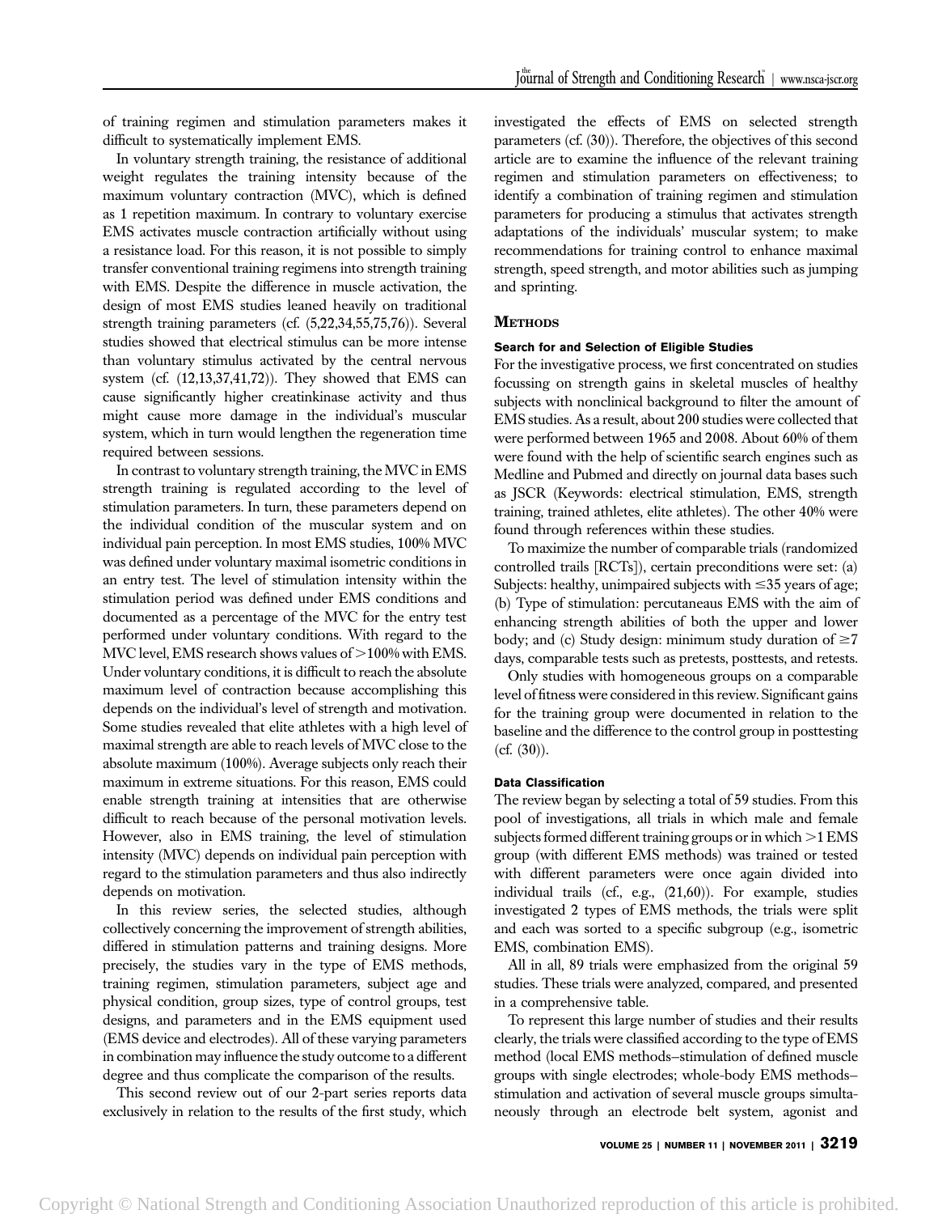of training regimen and stimulation parameters makes it difficult to systematically implement EMS.

In voluntary strength training, the resistance of additional weight regulates the training intensity because of the maximum voluntary contraction (MVC), which is defined as 1 repetition maximum. In contrary to voluntary exercise EMS activates muscle contraction artificially without using a resistance load. For this reason, it is not possible to simply transfer conventional training regimens into strength training with EMS. Despite the difference in muscle activation, the design of most EMS studies leaned heavily on traditional strength training parameters (cf. (5,22,34,55,75,76)). Several studies showed that electrical stimulus can be more intense than voluntary stimulus activated by the central nervous system (cf. (12,13,37,41,72)). They showed that EMS can cause significantly higher creatinkinase activity and thus might cause more damage in the individual's muscular system, which in turn would lengthen the regeneration time required between sessions.

In contrast to voluntary strength training, the MVC in EMS strength training is regulated according to the level of stimulation parameters. In turn, these parameters depend on the individual condition of the muscular system and on individual pain perception. In most EMS studies, 100% MVC was defined under voluntary maximal isometric conditions in an entry test. The level of stimulation intensity within the stimulation period was defined under EMS conditions and documented as a percentage of the MVC for the entry test performed under voluntary conditions. With regard to the MVC level, EMS research shows values of >100% with EMS. Under voluntary conditions, it is difficult to reach the absolute maximum level of contraction because accomplishing this depends on the individual's level of strength and motivation. Some studies revealed that elite athletes with a high level of maximal strength are able to reach levels of MVC close to the absolute maximum (100%). Average subjects only reach their maximum in extreme situations. For this reason, EMS could enable strength training at intensities that are otherwise difficult to reach because of the personal motivation levels. However, also in EMS training, the level of stimulation intensity (MVC) depends on individual pain perception with regard to the stimulation parameters and thus also indirectly depends on motivation.

In this review series, the selected studies, although collectively concerning the improvement of strength abilities, differed in stimulation patterns and training designs. More precisely, the studies vary in the type of EMS methods, training regimen, stimulation parameters, subject age and physical condition, group sizes, type of control groups, test designs, and parameters and in the EMS equipment used (EMS device and electrodes). All of these varying parameters in combination may influence the study outcome to a different degree and thus complicate the comparison of the results.

This second review out of our 2-part series reports data exclusively in relation to the results of the first study, which investigated the effects of EMS on selected strength parameters (cf. (30)). Therefore, the objectives of this second article are to examine the influence of the relevant training regimen and stimulation parameters on effectiveness; to identify a combination of training regimen and stimulation parameters for producing a stimulus that activates strength adaptations of the individuals' muscular system; to make recommendations for training control to enhance maximal strength, speed strength, and motor abilities such as jumping and sprinting.

## METHODS

### Search for and Selection of Eligible Studies

For the investigative process, we first concentrated on studies focussing on strength gains in skeletal muscles of healthy subjects with nonclinical background to filter the amount of EMS studies. As a result, about 200 studies were collected that were performed between 1965 and 2008. About 60% of them were found with the help of scientific search engines such as Medline and Pubmed and directly on journal data bases such as JSCR (Keywords: electrical stimulation, EMS, strength training, trained athletes, elite athletes). The other 40% were found through references within these studies.

To maximize the number of comparable trials (randomized controlled trails [RCTs]), certain preconditions were set: (a) Subjects: healthy, unimpaired subjects with ≤35 years of age; (b) Type of stimulation: percutaneus EMS with the aim of enhancing strength abilities of both the upper and lower body; and (c) Study design: minimum study duration of ≥7 days, comparable tests such as pretests, posttests, and retests.

Only studies with homogeneous groups on a comparable level of fitness were considered in this review. Significant gains for the training group were documented in relation to the baseline and the difference to the control group in posttesting (cf. (30)).

### Data Classification

The review began by selecting a total of 59 studies. From this pool of investigations, all trials in which male and female subjects formed different training groups or in which >1 EMS group (with different EMS methods) was trained or tested with different parameters were once again divided into individual trails (cf., e.g., (21,60)). For example, studies investigated 2 types of EMS methods, the trials were split and each was sorted to a specific subgroup (e.g., isometric EMS, combination EMS).

All in all, 89 trials were emphasized from the original 59 studies. These trials were analyzed, compared, and presented in a comprehensive table.

To represent this large number of studies and their results clearly, the trials were classified according to the type of EMS method (local EMS methods–stimulation of defined muscle groups with single electrodes; whole-body EMS methods–stimulation and activation of several muscle groups simultaneously through an electrode belt system, agonist and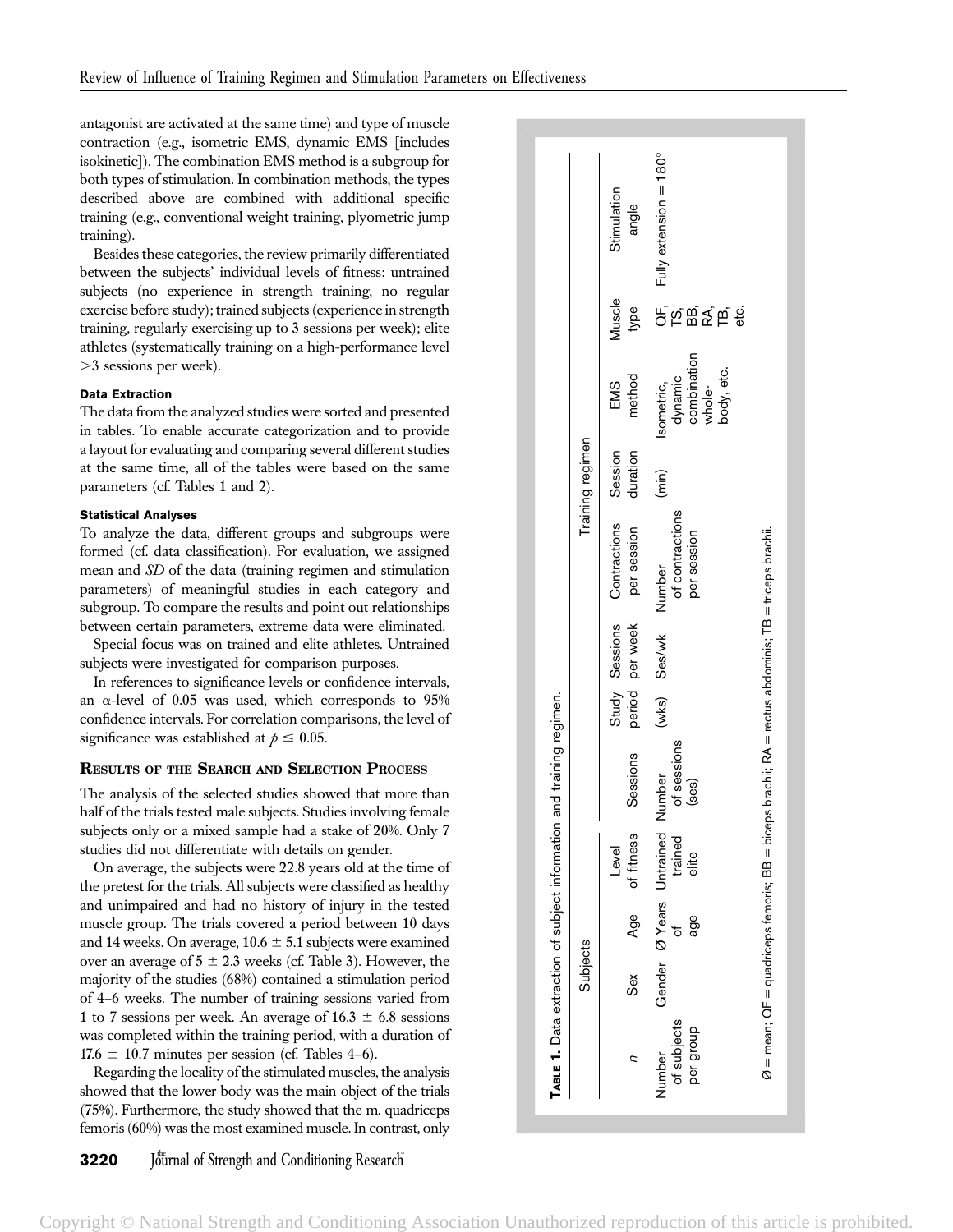antagonist are activated at the same time) and type of muscle contraction (e.g., isometric EMS, dynamic EMS [includes isokinetic]). The combination EMS method is a subgroup for both types of stimulation. In combination methods, the types described above are combined with additional specific training (e.g., conventional weight training, plyometric jump training).

Besides these categories, the review primarily differentiated between the subjects' individual levels of fitness: untrained subjects (no experience in strength training, no regular exercise before study); trained subjects (experience in strength training, regularly exercising up to 3 sessions per week); elite athletes (systematically training on a high-performance level >3 sessions per week).

#### Data Extraction

The data from the analyzed studies were sorted and presented in tables. To enable accurate categorization and to provide a layout for evaluating and comparing several different studies at the same time, all of the tables were based on the same parameters (cf. Tables 1 and 2).

#### Statistical Analyses

To analyze the data, different groups and subgroups were formed (cf. data classification). For evaluation, we assigned mean and *SD* of the data (training regimen and stimulation parameters) of meaningful studies in each category and subgroup. To compare the results and point out relationships between certain parameters, extreme data were eliminated.

Special focus was on trained and elite athletes. Untrained subjects were investigated for comparison purposes.

In references to significance levels or confidence intervals, an $\alpha$-level of 0.05 was used, which corresponds to 95% confidence intervals. For correlation comparisons, the level of significance was established at $p \leq 0.05$.

### Results of the Search and Selection Process

The analysis of the selected studies showed that more than half of the trials tested male subjects. Studies involving female subjects only or a mixed sample had a stake of 20%. Only 7 studies did not differentiate with details on gender.

On average, the subjects were 22.8 years old at the time of the pretest for the trials. All subjects were classified as healthy and unimpaired and had no history of injury in the tested muscle group. The trials covered a period between 10 days and 14 weeks. On average, $10.6 \pm 5.1$ subjects were examined over an average of $5 \pm 2.3$ weeks (cf. Table 3). However, the majority of the studies (68%) contained a stimulation period of 4–6 weeks. The number of training sessions varied from 1 to 7 sessions per week. An average of $16.3 \pm 6.8$ sessions was completed within the training period, with a duration of $17.6 \pm 10.7$ minutes per session (cf. Tables 4–6).

Regarding the locality of the stimulated muscles, the analysis showed that the lower body was the main object of the trials (75%). Furthermore, the study showed that the m. quadriceps femoris (60%) was the most examined muscle. In contrast, only

**Table 1.** Data extraction of subject information and training regimen.

| Subjects | | | | Training regimen | | | | | | | | |
|---|---|---|---|---|---|---|---|---|---|---|---|---|
| *n* | Sex | Age | Level of fitness | Sessions | Study period | Sessions per week | Contractions per session | Session duration | EMS method | Muscle type | Stimulation angle |
| Number of subjects per group | Gender | Ø Years of age | Untrained trained elite | Number of sessions (ses) | (wks) | Ses/wk | Number of contractions per session | (min) | Isometric, dynamic combination whole-body, etc. | QF, TS, BB, RA, TB, etc. | Fully extension = 180° |

Ø = mean; QF = quadriceps femoris; BB = biceps brachii; RA = rectus abdominis; TB = triceps brachii.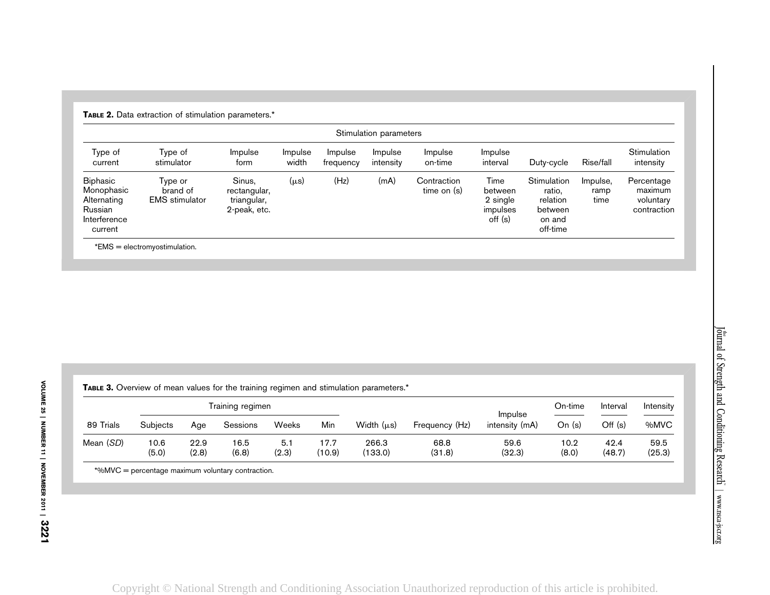**Table 2.** Data extraction of stimulation parameters.*

| Stimulation parameters | | | | | | | | | | |
|---|---|---|---|---|---|---|---|---|---|---|
| Type of current | Type of stimulator | Impulse form | Impulse width | Impulse frequency | Impulse intensity | Impulse on-time | Impulse interval | Duty-cycle | Rise/fall | Stimulation intensity |
| Biphasic Monophasic Alternating Russian Interference current | Type or brand of EMS stimulator | Sinus, rectangular, triangular, 2-peak, etc. | (μs) | (Hz) | (mA) | Contraction time on (s) | Time between 2 single impulses off (s) | Stimulation ratio, relation between on and off-time | Impulse, ramp time | Percentage maximum voluntary contraction |

*EMS = electromyostimulation.

**Table 3.** Overview of mean values for the training regimen and stimulation parameters.*

| | Training regimen | | | | | | | | On-time | Interval | Intensity |
|---|---|---|---|---|---|---|---|---|---|---|---|
| 89 Trials | Subjects | Age | Sessions | Weeks | Min | Width (μs) | Frequency (Hz) | Impulse intensity (mA) | On (s) | Off (s) | %MVC |
| Mean (*SD*) | 10.6 (5.0) | 22.9 (2.8) | 16.5 (6.8) | 5.1 (2.3) | 17.7 (10.9) | 266.3 (133.0) | 68.8 (31.8) | 59.6 (32.3) | 10.2 (8.0) | 42.4 (48.7) | 59.5 (25.3) |

*%MVC = percentage maximum voluntary contraction.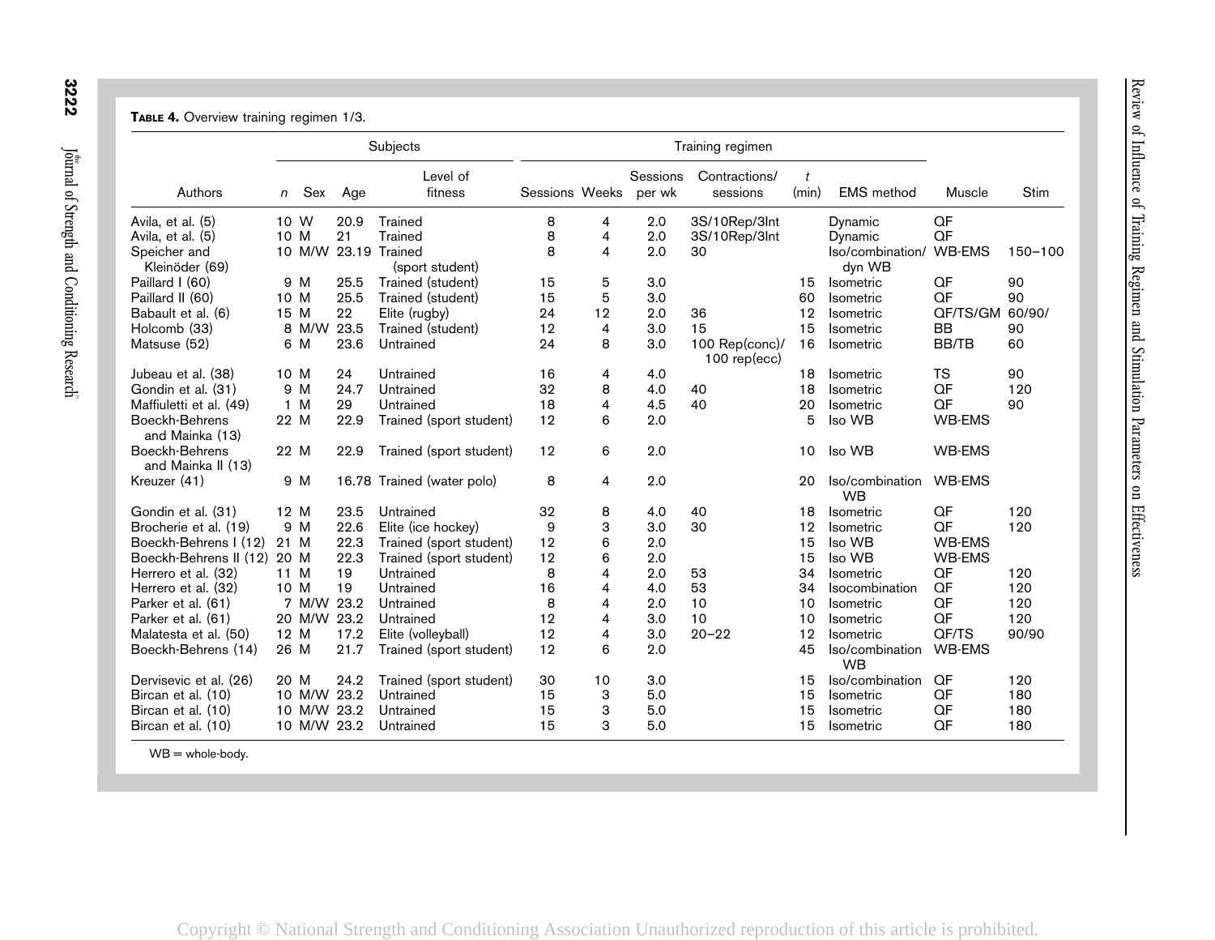**TABLE 4.** Overview training regimen 1/3.

| Authors | Subjects | | | | Training regimen | | | | | | | |
|---|---|---|---|---|---|---|---|---|---|---|---|---|
| | *n* | Sex | Age | Level of fitness | Sessions | Weeks | Sessions per wk | Contractions/ sessions | *t* (min) | EMS method | Muscle | Stim |
| Avila, et al. (5) | 10 | W | 20.9 | Trained | 8 | 4 | 2.0 | 3S/10Rep/3Int | | Dynamic | QF | |
| Avila, et al. (5) | 10 | M | 21 | Trained | 8 | 4 | 2.0 | 3S/10Rep/3Int | | Dynamic | QF | |
| Speicher and Kleinöder (69) | 10 | M/W | 23.19 | Trained (sport student) | 8 | 4 | 2.0 | 30 | | Iso/combination/ dyn WB | WB-EMS | 150–100 |
| Paillard I (60) | 9 | M | 25.5 | Trained (student) | 15 | 5 | 3.0 | | 15 | Isometric | QF | 90 |
| Paillard II (60) | 10 | M | 25.5 | Trained (student) | 15 | 5 | 3.0 | | 60 | Isometric | QF | 90 |
| Babault et al. (6) | 15 | M | 22 | Elite (rugby) | 24 | 12 | 2.0 | 36 | 12 | Isometric | QF/TS/GM | 60/90/ |
| Holcomb (33) | 8 | M/W | 23.5 | Trained (student) | 12 | 4 | 3.0 | 15 | 15 | Isometric | BB | 90 |
| Matsuse (52) | 6 | M | 23.6 | Untrained | 24 | 8 | 3.0 | 100 Rep(conc)/ 100 rep(ecc) | 16 | Isometric | BB/TB | 60 |
| Jubeau et al. (38) | 10 | M | 24 | Untrained | 16 | 4 | 4.0 | | 18 | Isometric | TS | 90 |
| Gondin et al. (31) | 9 | M | 24.7 | Untrained | 32 | 8 | 4.0 | 40 | 18 | Isometric | QF | 120 |
| Maffiuletti et al. (49) | 1 | M | 29 | Untrained | 18 | 4 | 4.5 | 40 | 20 | Isometric | QF | 90 |
| Boeckh-Behrens and Mainka (13) | 22 | M | 22.9 | Trained (sport student) | 12 | 6 | 2.0 | | 5 | Iso WB | WB-EMS | |
| Boeckh-Behrens and Mainka II (13) | 22 | M | 22.9 | Trained (sport student) | 12 | 6 | 2.0 | | 10 | Iso WB | WB-EMS | |
| Kreuzer (41) | 9 | M | 16.78 | Trained (water polo) | 8 | 4 | 2.0 | | 20 | Iso/combination WB | WB-EMS | |
| Gondin et al. (31) | 12 | M | 23.5 | Untrained | 32 | 8 | 4.0 | 40 | 18 | Isometric | QF | 120 |
| Brocherie et al. (19) | 9 | M | 22.6 | Elite (ice hockey) | 9 | 3 | 3.0 | 30 | 12 | Isometric | QF | 120 |
| Boeckh-Behrens I (12) | 21 | M | 22.3 | Trained (sport student) | 12 | 6 | 2.0 | | 15 | Iso WB | WB-EMS | |
| Boeckh-Behrens II (12) | 20 | M | 22.3 | Trained (sport student) | 12 | 6 | 2.0 | | 15 | Iso WB | WB-EMS | |
| Herrero et al. (32) | 11 | M | 19 | Untrained | 8 | 4 | 2.0 | 53 | 34 | Isometric | QF | 120 |
| Herrero et al. (32) | 10 | M | 19 | Untrained | 16 | 4 | 4.0 | 53 | 34 | Isocombination | QF | 120 |
| Parker et al. (61) | 7 | M/W | 23.2 | Untrained | 8 | 4 | 2.0 | 10 | 10 | Isometric | QF | 120 |
| Parker et al. (61) | 20 | M/W | 23.2 | Untrained | 12 | 4 | 3.0 | 10 | 10 | Isometric | QF | 120 |
| Malatesta et al. (50) | 12 | M | 17.2 | Elite (volleyball) | 12 | 4 | 3.0 | 20–22 | 12 | Isometric | QF/TS | 90/90 |
| Boeckh-Behrens (14) | 26 | M | 21.7 | Trained (sport student) | 12 | 6 | 2.0 | | 45 | Iso/combination WB | WB-EMS | |
| Dervisevic et al. (26) | 20 | M | 24.2 | Trained (sport student) | 30 | 10 | 3.0 | | 15 | Iso/combination | QF | 120 |
| Bircan et al. (10) | 10 | M/W | 23.2 | Untrained | 15 | 3 | 5.0 | | 15 | Isometric | QF | 180 |
| Bircan et al. (10) | 10 | M/W | 23.2 | Untrained | 15 | 3 | 5.0 | | 15 | Isometric | QF | 180 |
| Bircan et al. (10) | 10 | M/W | 23.2 | Untrained | 15 | 3 | 5.0 | | 15 | Isometric | QF | 180 |

WB = whole-body.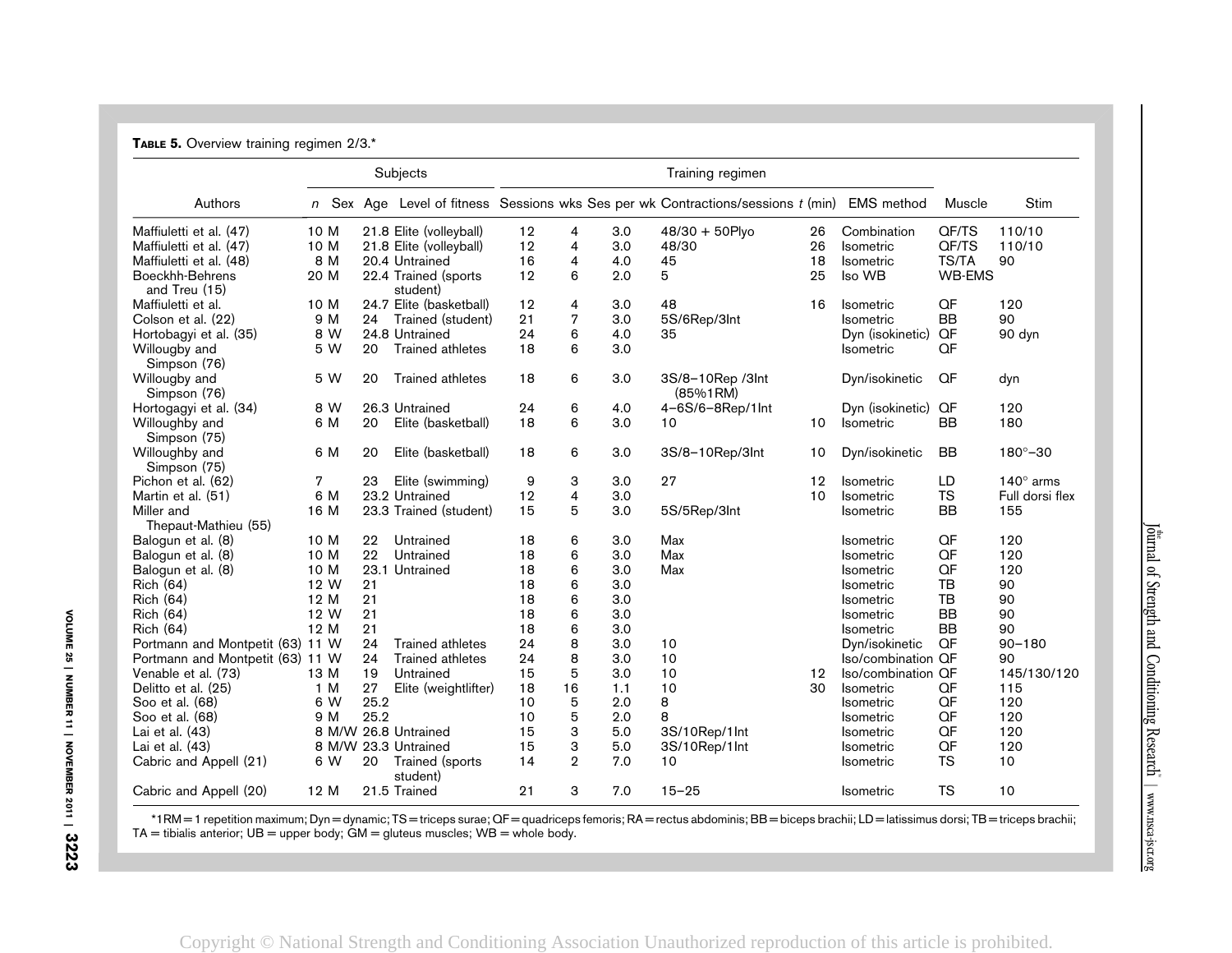**TABLE 5.** Overview training regimen 2/3.*

| Authors | Subjects | | | | Training regimen | | | | | | | |
|---|---|---|---|---|---|---|---|---|---|---|---|---|
| | *n* | Sex | Age | Level of fitness | Sessions | wks | Ses per wk | Contractions/sessions | *t* (min) | EMS method | Muscle | Stim |
| Maffiuletti et al. (47) | 10 | M | 21.8 | Elite (volleyball) | 12 | 4 | 3.0 | 48/30 + 50Plyo | 26 | Combination | QF/TS | 110/10 |
| Maffiuletti et al. (47) | 10 | M | 21.8 | Elite (volleyball) | 12 | 4 | 3.0 | 48/30 | 26 | Isometric | QF/TS | 110/10 |
| Maffiuletti et al. (48) | 8 | M | 20.4 | Untrained | 16 | 4 | 4.0 | 45 | 18 | Isometric | TS/TA | 90 |
| Boeckhh-Behrens and Treu (15) | 20 | M | 22.4 | Trained (sports student) | 12 | 6 | 2.0 | 5 | 25 | Iso WB | WB-EMS | |
| Maffiuletti et al. | 10 | M | 24.7 | Elite (basketball) | 12 | 4 | 3.0 | 48 | 16 | Isometric | QF | 120 |
| Colson et al. (22) | 9 | M | 24 | Trained (student) | 21 | 7 | 3.0 | 5S/6Rep/3Int | | Isometric | BB | 90 |
| Hortobagyi et al. (35) | 8 | W | 24.8 | Untrained | 24 | 6 | 4.0 | 35 | | Dyn (isokinetic) | QF | 90 dyn |
| Willougby and Simpson (76) | 5 | W | 20 | Trained athletes | 18 | 6 | 3.0 | | | Isometric | QF | |
| Willougby and Simpson (76) | 5 | W | 20 | Trained athletes | 18 | 6 | 3.0 | 3S/8–10Rep /3Int (85%1RM) | | Dyn/isokinetic | QF | dyn |
| Hortogagyi et al. (34) | 8 | W | 26.3 | Untrained | 24 | 6 | 4.0 | 4–6S/6–8Rep/1Int | | Dyn (isokinetic) | QF | 120 |
| Willoughby and Simpson (75) | 6 | M | 20 | Elite (basketball) | 18 | 6 | 3.0 | 10 | 10 | Isometric | BB | 180 |
| Willoughby and Simpson (75) | 6 | M | 20 | Elite (basketball) | 18 | 6 | 3.0 | 3S/8–10Rep/3Int | 10 | Dyn/isokinetic | BB | 180°–30 |
| Pichon et al. (62) | 7 | | 23 | Elite (swimming) | 9 | 3 | 3.0 | 27 | 12 | Isometric | LD | 140° arms |
| Martin et al. (51) | 6 | M | 23.2 | Untrained | 12 | 4 | 3.0 | | 10 | Isometric | TS | Full dorsi flex |
| Miller and Thepaut-Mathieu (55) | 16 | M | 23.3 | Trained (student) | 15 | 5 | 3.0 | 5S/5Rep/3Int | | Isometric | BB | 155 |
| Balogun et al. (8) | 10 | M | 22 | Untrained | 18 | 6 | 3.0 | Max | | Isometric | QF | 120 |
| Balogun et al. (8) | 10 | M | 22 | Untrained | 18 | 6 | 3.0 | Max | | Isometric | QF | 120 |
| Balogun et al. (8) | 10 | M | 23.1 | Untrained | 18 | 6 | 3.0 | Max | | Isometric | QF | 120 |
| Rich (64) | 12 | W | 21 | | 18 | 6 | 3.0 | | | Isometric | TB | 90 |
| Rich (64) | 12 | M | 21 | | 18 | 6 | 3.0 | | | Isometric | TB | 90 |
| Rich (64) | 12 | W | 21 | | 18 | 6 | 3.0 | | | Isometric | BB | 90 |
| Rich (64) | 12 | M | 21 | | 18 | 6 | 3.0 | | | Isometric | BB | 90 |
| Portmann and Montpetit (63) | 11 | W | 24 | Trained athletes | 24 | 8 | 3.0 | 10 | | Dyn/isokinetic | QF | 90–180 |
| Portmann and Montpetit (63) | 11 | W | 24 | Trained athletes | 24 | 8 | 3.0 | 10 | | Iso/combination | QF | 90 |
| Venable et al. (73) | 13 | M | 19 | Untrained | 15 | 5 | 3.0 | 10 | 12 | Iso/combination | QF | 145/130/120 |
| Delitto et al. (25) | 1 | M | 27 | Elite (weightlifter) | 18 | 16 | 1.1 | 10 | 30 | Isometric | QF | 115 |
| Soo et al. (68) | 6 | W | 25.2 | | 10 | 5 | 2.0 | 8 | | Isometric | QF | 120 |
| Soo et al. (68) | 9 | M | 25.2 | | 10 | 5 | 2.0 | 8 | | Isometric | QF | 120 |
| Lai et al. (43) | 8 | M/W | 26.8 | Untrained | 15 | 3 | 5.0 | 3S/10Rep/1Int | | Isometric | QF | 120 |
| Lai et al. (43) | 8 | M/W | 23.3 | Untrained | 15 | 3 | 5.0 | 3S/10Rep/1Int | | Isometric | QF | 120 |
| Cabric and Appell (21) | 6 | W | 20 | Trained (sports student) | 14 | 2 | 7.0 | 10 | | Isometric | TS | 10 |
| Cabric and Appell (20) | 12 | M | 21.5 | Trained | 21 | 3 | 7.0 | 15–25 | | Isometric | TS | 10 |

*1RM = 1 repetition maximum; Dyn = dynamic; TS = triceps surae; QF = quadriceps femoris; RA = rectus abdominis; BB = biceps brachii; LD = latissimus dorsi; TB = triceps brachii; TA = tibialis anterior; UB = upper body; GM = gluteus muscles; WB = whole body.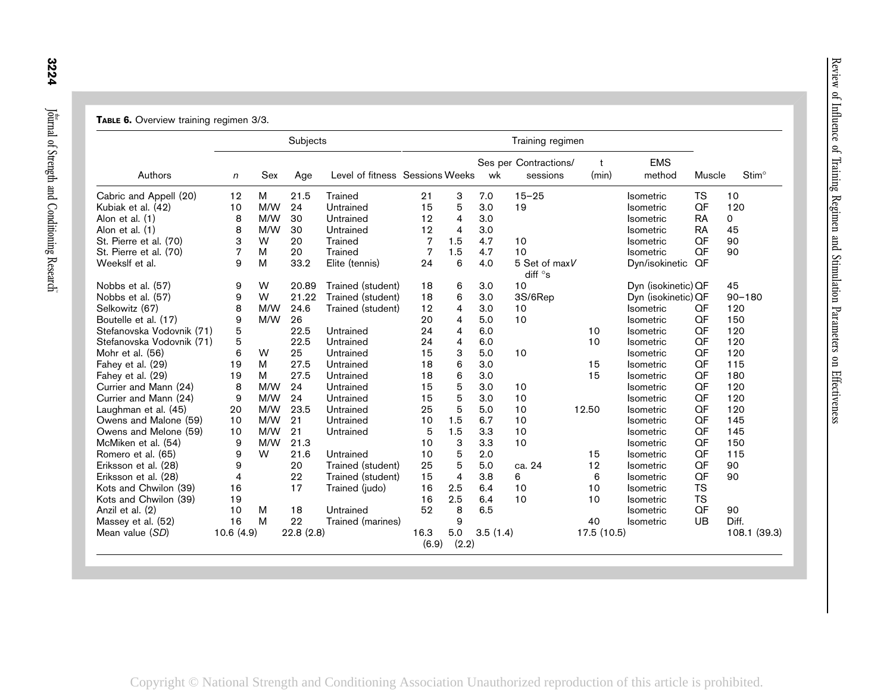**Table 6.** Overview training regimen 3/3.

| | Subjects | | | | Training regimen | | | | | | | |
|---|---|---|---|---|---|---|---|---|---|---|---|---|
| Authors | *n* | Sex | Age | Level of fitness | Sessions | Weeks | Ses per wk | Contractions/ sessions | t (min) | EMS method | Muscle | Stim° |
| Cabric and Appell (20) | 12 | M | 21.5 | Trained | 21 | 3 | 7.0 | 15–25 | | Isometric | TS | 10 |
| Kubiak et al. (42) | 10 | M/W | 24 | Untrained | 15 | 5 | 3.0 | 19 | | Isometric | QF | 120 |
| Alon et al. (1) | 8 | M/W | 30 | Untrained | 12 | 4 | 3.0 | | | Isometric | RA | 0 |
| Alon et al. (1) | 8 | M/W | 30 | Untrained | 12 | 4 | 3.0 | | | Isometric | RA | 45 |
| St. Pierre et al. (70) | 3 | W | 20 | Trained | 7 | 1.5 | 4.7 | 10 | | Isometric | QF | 90 |
| St. Pierre et al. (70) | 7 | M | 20 | Trained | 7 | 1.5 | 4.7 | 10 | | Isometric | QF | 90 |
| Weekslf et al. | 9 | M | 33.2 | Elite (tennis) | 24 | 6 | 4.0 | 5 Set of max*V* diff °s | | Dyn/isokinetic | QF | |
| Nobbs et al. (57) | 9 | W | 20.89 | Trained (student) | 18 | 6 | 3.0 | 10 | | Dyn (isokinetic) | QF | 45 |
| Nobbs et al. (57) | 9 | W | 21.22 | Trained (student) | 18 | 6 | 3.0 | 3S/6Rep | | Dyn (isokinetic) | QF | 90–180 |
| Selkowitz (67) | 8 | M/W | 24.6 | Trained (student) | 12 | 4 | 3.0 | 10 | | Isometric | QF | 120 |
| Boutelle et al. (17) | 9 | M/W | 26 | | 20 | 4 | 5.0 | 10 | | Isometric | QF | 150 |
| Stefanovska Vodovnik (71) | 5 | | 22.5 | Untrained | 24 | 4 | 6.0 | | 10 | Isometric | QF | 120 |
| Stefanovska Vodovnik (71) | 5 | | 22.5 | Untrained | 24 | 4 | 6.0 | | 10 | Isometric | QF | 120 |
| Mohr et al. (56) | 6 | W | 25 | Untrained | 15 | 3 | 5.0 | 10 | | Isometric | QF | 120 |
| Fahey et al. (29) | 19 | M | 27.5 | Untrained | 18 | 6 | 3.0 | | 15 | Isometric | QF | 115 |
| Fahey et al. (29) | 19 | M | 27.5 | Untrained | 18 | 6 | 3.0 | | 15 | Isometric | QF | 180 |
| Currier and Mann (24) | 8 | M/W | 24 | Untrained | 15 | 5 | 3.0 | 10 | | Isometric | QF | 120 |
| Currier and Mann (24) | 9 | M/W | 24 | Untrained | 15 | 5 | 3.0 | 10 | | Isometric | QF | 120 |
| Laughman et al. (45) | 20 | M/W | 23.5 | Untrained | 25 | 5 | 5.0 | 10 | 12.50 | Isometric | QF | 120 |
| Owens and Malone (59) | 10 | M/W | 21 | Untrained | 10 | 1.5 | 6.7 | 10 | | Isometric | QF | 145 |
| Owens and Melone (59) | 10 | M/W | 21 | Untrained | 5 | 1.5 | 3.3 | 10 | | Isometric | QF | 145 |
| McMiken et al. (54) | 9 | M/W | 21.3 | | 10 | 3 | 3.3 | 10 | | Isometric | QF | 150 |
| Romero et al. (65) | 9 | W | 21.6 | Untrained | 10 | 5 | 2.0 | | 15 | Isometric | QF | 115 |
| Eriksson et al. (28) | 9 | | 20 | Trained (student) | 25 | 5 | 5.0 | ca. 24 | 12 | Isometric | QF | 90 |
| Eriksson et al. (28) | 4 | | 22 | Trained (student) | 15 | 4 | 3.8 | 6 | 6 | Isometric | QF | 90 |
| Kots and Chwilon (39) | 16 | | 17 | Trained (judo) | 16 | 2.5 | 6.4 | 10 | 10 | Isometric | TS | |
| Kots and Chwilon (39) | 19 | | | | 16 | 2.5 | 6.4 | 10 | 10 | Isometric | TS | |
| Anzil et al. (2) | 10 | M | 18 | Untrained | 52 | 8 | 6.5 | | | Isometric | QF | 90 |
| Massey et al. (52) | 16 | M | 22 | Trained (marines) | | 9 | | | 40 | Isometric | UB | Diff. |
| Mean value (*SD*) | 10.6 (4.9) | | 22.8 (2.8) | | 16.3 (6.9) | 5.0 (2.2) | 3.5 (1.4) | | 17.5 (10.5) | | | 108.1 (39.3) |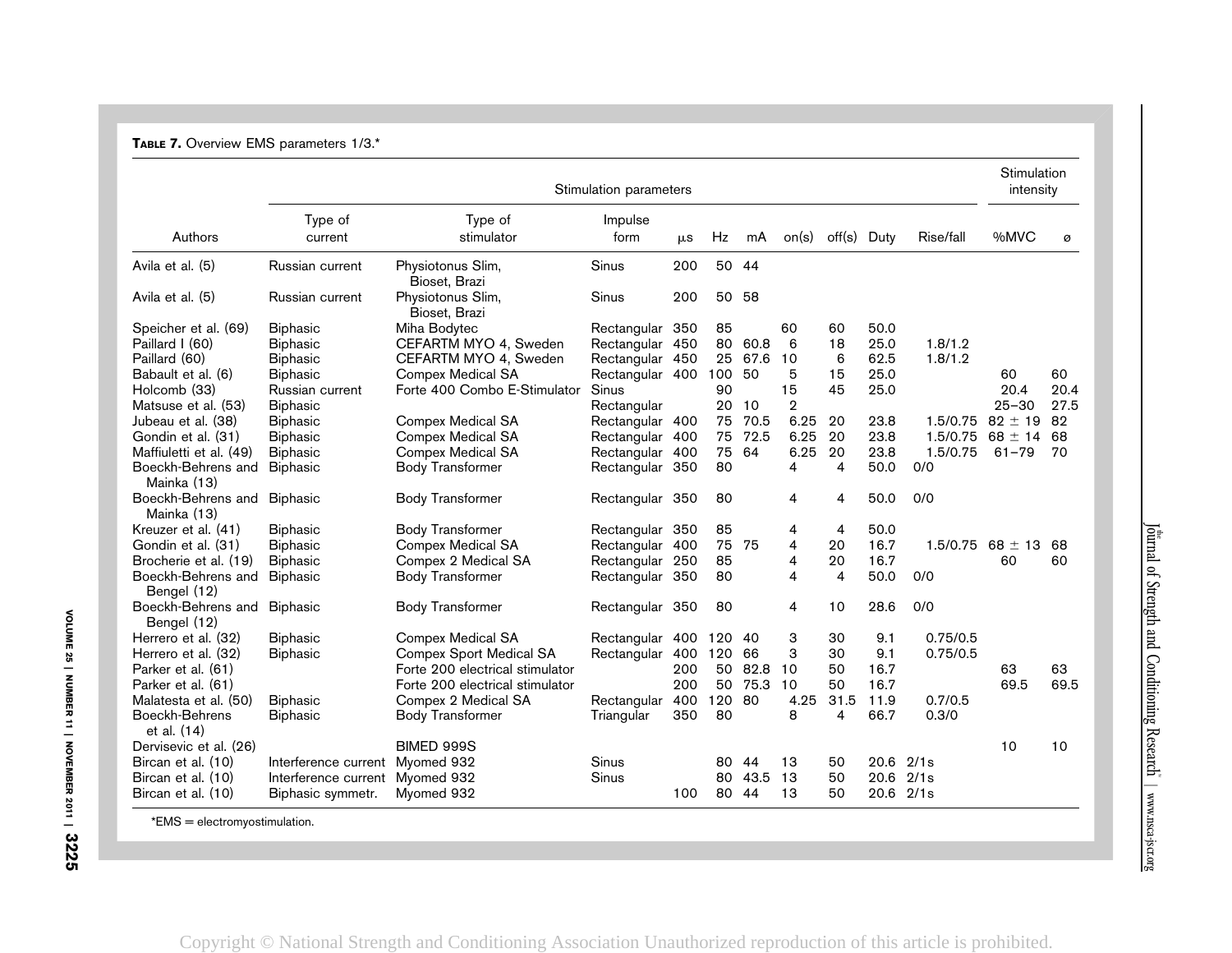**TABLE 7.** Overview EMS parameters 1/3.*

| Authors | Stimulation parameters | | | | | | | | | | | Stimulation intensity | |
|---|---|---|---|---|---|---|---|---|---|---|---|---|---|
| | Type of current | Type of stimulator | Impulse form | μs | Hz | mA | on(s) | off(s) | Duty | Rise/fall | | %MVC | ø |
| Avila et al. (5) | Russian current | Physiotonus Slim, Bioset, Brazi | Sinus | 200 | 50 | 44 | | | | | | | |
| Avila et al. (5) | Russian current | Physiotonus Slim, Bioset, Brazi | Sinus | 200 | 50 | 58 | | | | | | | |
| Speicher et al. (69) | Biphasic | Miha Bodytec | Rectangular | 350 | 85 | | 60 | 60 | 50.0 | | | | |
| Paillard I (60) | Biphasic | CEFARTM MYO 4, Sweden | Rectangular | 450 | 80 | 60.8 | 6 | 18 | 25.0 | 1.8/1.2 | | | |
| Paillard (60) | Biphasic | CEFARTM MYO 4, Sweden | Rectangular | 450 | 25 | 67.6 | 10 | 6 | 62.5 | 1.8/1.2 | | | |
| Babault et al. (6) | Biphasic | Compex Medical SA | Rectangular | 400 | 100 | 50 | 5 | 15 | 25.0 | | | 60 | 60 |
| Holcomb (33) | Russian current | Forte 400 Combo E-Stimulator | Sinus | | 90 | | 15 | 45 | 25.0 | | | 20.4 | 20.4 |
| Matsuse et al. (53) | Biphasic | | Rectangular | | 20 | 10 | 2 | | | | | 25–30 | 27.5 |
| Jubeau et al. (38) | Biphasic | Compex Medical SA | Rectangular | 400 | 75 | 70.5 | 6.25 | 20 | 23.8 | 1.5/0.75 | | 82 ± 19 | 82 |
| Gondin et al. (31) | Biphasic | Compex Medical SA | Rectangular | 400 | 75 | 72.5 | 6.25 | 20 | 23.8 | 1.5/0.75 | | 68 ± 14 | 68 |
| Maffiuletti et al. (49) | Biphasic | Compex Medical SA | Rectangular | 400 | 75 | 64 | 6.25 | 20 | 23.8 | 1.5/0.75 | | 61–79 | 70 |
| Boeckh-Behrens and Mainka (13) | Biphasic | Body Transformer | Rectangular | 350 | 80 | | 4 | 4 | 50.0 | 0/0 | | | |
| Boeckh-Behrens and Mainka (13) | Biphasic | Body Transformer | Rectangular | 350 | 80 | | 4 | 4 | 50.0 | 0/0 | | | |
| Kreuzer et al. (41) | Biphasic | Body Transformer | Rectangular | 350 | 85 | | 4 | 4 | 50.0 | | | | |
| Gondin et al. (31) | Biphasic | Compex Medical SA | Rectangular | 400 | 75 | 75 | 4 | 20 | 16.7 | 1.5/0.75 | | 68 ± 13 | 68 |
| Brocherie et al. (19) | Biphasic | Compex 2 Medical SA | Rectangular | 250 | 85 | | 4 | 20 | 16.7 | | | 60 | 60 |
| Boeckh-Behrens and Bengel (12) | Biphasic | Body Transformer | Rectangular | 350 | 80 | | 4 | 4 | 50.0 | 0/0 | | | |
| Boeckh-Behrens and Bengel (12) | Biphasic | Body Transformer | Rectangular | 350 | 80 | | 4 | 10 | 28.6 | 0/0 | | | |
| Herrero et al. (32) | Biphasic | Compex Medical SA | Rectangular | 400 | 120 | 40 | 3 | 30 | 9.1 | 0.75/0.5 | | | |
| Herrero et al. (32) | Biphasic | Compex Sport Medical SA | Rectangular | 400 | 120 | 66 | 3 | 30 | 9.1 | 0.75/0.5 | | | |
| Parker et al. (61) | | Forte 200 electrical stimulator | | 200 | 50 | 82.8 | 10 | 50 | 16.7 | | | 63 | 63 |
| Parker et al. (61) | | Forte 200 electrical stimulator | | 200 | 50 | 75.3 | 10 | 50 | 16.7 | | | 69.5 | 69.5 |
| Malatesta et al. (50) | Biphasic | Compex 2 Medical SA | Rectangular | 400 | 120 | 80 | 4.25 | 31.5 | 11.9 | 0.7/0.5 | | | |
| Boeckh-Behrens et al. (14) | Biphasic | Body Transformer | Triangular | 350 | 80 | | 8 | 4 | 66.7 | 0.3/0 | | | |
| Dervisevic et al. (26) | | BIMED 999S | | | | | | | | | | 10 | 10 |
| Bircan et al. (10) | Interference current | Myomed 932 | Sinus | | 80 | 44 | 13 | 50 | 20.6 | 2/1s | | | |
| Bircan et al. (10) | Interference current | Myomed 932 | Sinus | | 80 | 43.5 | 13 | 50 | 20.6 | 2/1s | | | |
| Bircan et al. (10) | Biphasic symmetr. | Myomed 932 | | 100 | 80 | 44 | 13 | 50 | 20.6 | 2/1s | | | |

*EMS = electromyostimulation.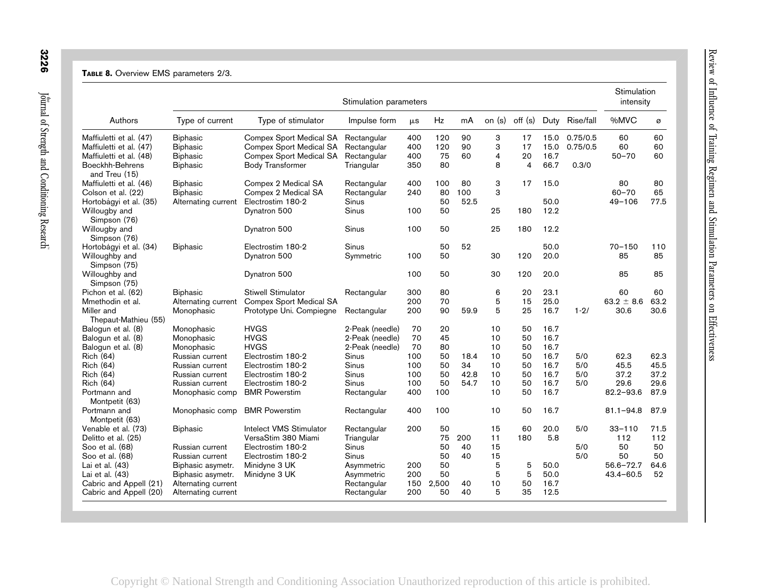**TABLE 8.** Overview EMS parameters 2/3.

| Authors | Stimulation parameters | | | | | | | | | | | Stimulation intensity | |
|---|---|---|---|---|---|---|---|---|---|---|---|---|---|
| | Type of current | Type of stimulator | Impulse form | μs | Hz | mA | on (s) | off (s) | Duty | Rise/fall | %MVC | ø |
| Maffiuletti et al. (47) | Biphasic | Compex Sport Medical SA | Rectangular | 400 | 120 | 90 | 3 | 17 | 15.0 | 0.75/0.5 | 60 | 60 |
| Maffiuletti et al. (47) | Biphasic | Compex Sport Medical SA | Rectangular | 400 | 120 | 90 | 3 | 17 | 15.0 | 0.75/0.5 | 60 | 60 |
| Maffiuletti et al. (48) | Biphasic | Compex Sport Medical SA | Rectangular | 400 | 75 | 60 | 4 | 20 | 16.7 | | 50–70 | 60 |
| Boeckhh-Behrens and Treu (15) | Biphasic | Body Transformer | Triangular | 350 | 80 | | 8 | 4 | 66.7 | 0.3/0 | | |
| Maffiuletti et al. (46) | Biphasic | Compex 2 Medical SA | Rectangular | 400 | 100 | 80 | 3 | 17 | 15.0 | | 80 | 80 |
| Colson et al. (22) | Biphasic | Compex 2 Medical SA | Rectangular | 240 | 80 | 100 | 3 | | | | 60–70 | 65 |
| Hortobágyi et al. (35) | Alternating current | Electrostim 180-2 | Sinus | | 50 | 52.5 | | | 50.0 | | 49–106 | 77.5 |
| Willougby and Simpson (76) | | Dynatron 500 | Sinus | 100 | 50 | | 25 | 180 | 12.2 | | | |
| Willougby and Simpson (76) | | Dynatron 500 | Sinus | 100 | 50 | | 25 | 180 | 12.2 | | | |
| Hortobágyi et al. (34) | Biphasic | Electrostim 180-2 | Sinus | | 50 | 52 | | | 50.0 | | 70–150 | 110 |
| Willoughby and Simpson (75) | | Dynatron 500 | Symmetric | 100 | 50 | | 30 | 120 | 20.0 | | 85 | 85 |
| Willoughby and Simpson (75) | | Dynatron 500 | | 100 | 50 | | 30 | 120 | 20.0 | | 85 | 85 |
| Pichon et al. (62) | Biphasic | Stiwell Stimulator | Rectangular | 300 | 80 | | 6 | 20 | 23.1 | | 60 | 60 |
| Mmethodin et al. | Alternating current | Compex Sport Medical SA | | 200 | 70 | | 5 | 15 | 25.0 | | 63.2 ± 8.6 | 63.2 |
| Miller and Thepaut-Mathieu (55) | Monophasic | Prototype Uni. Compiegne | Rectangular | 200 | 90 | 59.9 | 5 | 25 | 16.7 | 1-2/ | 30.6 | 30.6 |
| Balogun et al. (8) | Monophasic | HVGS | 2-Peak (needle) | 70 | 20 | | 10 | 50 | 16.7 | | | |
| Balogun et al. (8) | Monophasic | HVGS | 2-Peak (needle) | 70 | 45 | | 10 | 50 | 16.7 | | | |
| Balogun et al. (8) | Monophasic | HVGS | 2-Peak (needle) | 70 | 80 | | 10 | 50 | 16.7 | | | |
| Rich (64) | Russian current | Electrostim 180-2 | Sinus | 100 | 50 | 18.4 | 10 | 50 | 16.7 | 5/0 | 62.3 | 62.3 |
| Rich (64) | Russian current | Electrostim 180-2 | Sinus | 100 | 50 | 34 | 10 | 50 | 16.7 | 5/0 | 45.5 | 45.5 |
| Rich (64) | Russian current | Electrostim 180-2 | Sinus | 100 | 50 | 42.8 | 10 | 50 | 16.7 | 5/0 | 37.2 | 37.2 |
| Rich (64) | Russian current | Electrostim 180-2 | Sinus | 100 | 50 | 54.7 | 10 | 50 | 16.7 | 5/0 | 29.6 | 29.6 |
| Portmann and Montpetit (63) | Monophasic comp | BMR Powerstim | Rectangular | 400 | 100 | | 10 | 50 | 16.7 | | 82.2–93.6 | 87.9 |
| Portmann and Montpetit (63) | Monophasic comp | BMR Powerstim | Rectangular | 400 | 100 | | 10 | 50 | 16.7 | | 81.1–94.8 | 87.9 |
| Venable et al. (73) | Biphasic | Intelect VMS Stimulator | Rectangular | 200 | 50 | | 15 | 60 | 20.0 | 5/0 | 33–110 | 71.5 |
| Delitto et al. (25) | | VersaStim 380 Miami | Triangular | | 75 | 200 | 11 | 180 | 5.8 | | 112 | 112 |
| Soo et al. (68) | Russian current | Electrostim 180-2 | Sinus | | 50 | 40 | 15 | | | 5/0 | 50 | 50 |
| Soo et al. (68) | Russian current | Electrostim 180-2 | Sinus | | 50 | 40 | 15 | | | 5/0 | 50 | 50 |
| Lai et al. (43) | Biphasic asymetr. | Minidyne 3 UK | Asymmetric | 200 | 50 | | 5 | 5 | 50.0 | | 56.6–72.7 | 64.6 |
| Lai et al. (43) | Biphasic asymetr. | Minidyne 3 UK | Asymmetric | 200 | 50 | | 5 | 5 | 50.0 | | 43.4–60.5 | 52 |
| Cabric and Appell (21) | Alternating current | | Rectangular | 150 | 2,500 | 40 | 10 | 50 | 16.7 | | | |
| Cabric and Appell (20) | Alternating current | | Rectangular | 200 | 50 | 40 | 5 | 35 | 12.5 | | | |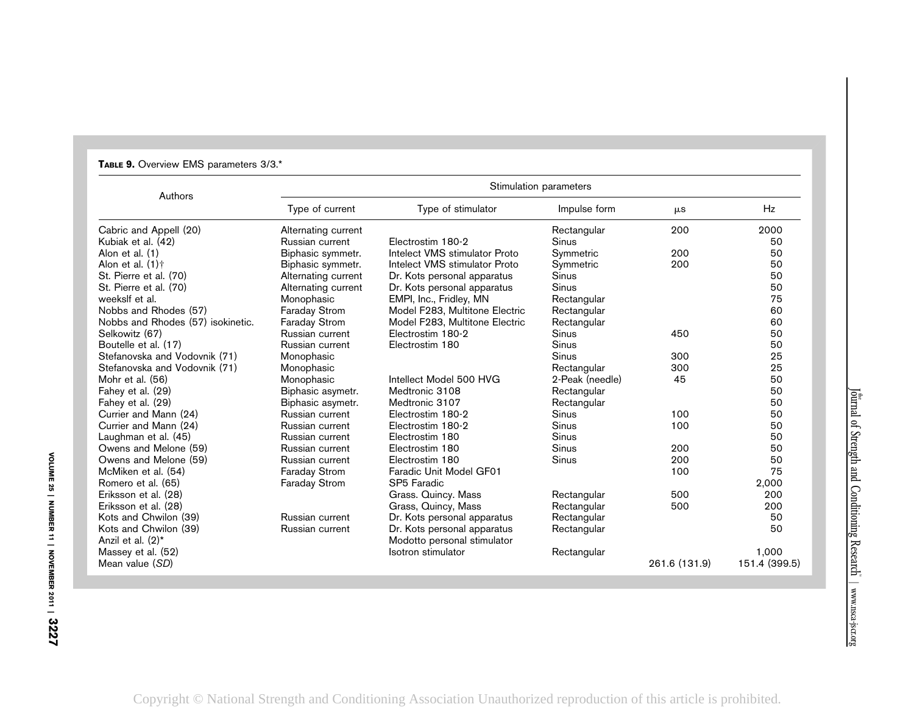**Table 9.** Overview EMS parameters 3/3.*

| Authors | Stimulation parameters | | | | |
|---|---|---|---|---|---|
| | Type of current | Type of stimulator | Impulse form | μs | Hz |
| Cabric and Appell (20) | Alternating current | | Rectangular | 200 | 2000 |
| Kubiak et al. (42) | Russian current | Electrostim 180-2 | Sinus | | 50 |
| Alon et al. (1) | Biphasic symmetr. | Intelect VMS stimulator Proto | Symmetric | 200 | 50 |
| Alon et al. (1)† | Biphasic symmetr. | Intelect VMS stimulator Proto | Symmetric | 200 | 50 |
| St. Pierre et al. (70) | Alternating current | Dr. Kots personal apparatus | Sinus | | 50 |
| St. Pierre et al. (70) | Alternating current | Dr. Kots personal apparatus | Sinus | | 50 |
| weekslf et al. | Monophasic | EMPI, Inc., Fridley, MN | Rectangular | | 75 |
| Nobbs and Rhodes (57) | Faraday Strom | Model F283, Multitone Electric | Rectangular | | 60 |
| Nobbs and Rhodes (57) isokinetic. | Faraday Strom | Model F283, Multitone Electric | Rectangular | | 60 |
| Selkowitz (67) | Russian current | Electrostim 180-2 | Sinus | 450 | 50 |
| Boutelle et al. (17) | Russian current | Electrostim 180 | Sinus | | 50 |
| Stefanovska and Vodovnik (71) | Monophasic | | Sinus | 300 | 25 |
| Stefanovska and Vodovnik (71) | Monophasic | | Rectangular | 300 | 25 |
| Mohr et al. (56) | Monophasic | Intellect Model 500 HVG | 2-Peak (needle) | 45 | 50 |
| Fahey et al. (29) | Biphasic asymetr. | Medtronic 3108 | Rectangular | | 50 |
| Fahey et al. (29) | Biphasic asymetr. | Medtronic 3107 | Rectangular | | 50 |
| Currier and Mann (24) | Russian current | Electrostim 180-2 | Sinus | 100 | 50 |
| Currier and Mann (24) | Russian current | Electrostim 180-2 | Sinus | 100 | 50 |
| Laughman et al. (45) | Russian current | Electrostim 180 | Sinus | | 50 |
| Owens and Melone (59) | Russian current | Electrostim 180 | Sinus | 200 | 50 |
| Owens and Melone (59) | Russian current | Electrostim 180 | Sinus | 200 | 50 |
| McMiken et al. (54) | Faraday Strom | Faradic Unit Model GF01 | | 100 | 75 |
| Romero et al. (65) | Faraday Strom | SP5 Faradic | | | 2,000 |
| Eriksson et al. (28) | | Grass. Quincy. Mass | Rectangular | 500 | 200 |
| Eriksson et al. (28) | | Grass, Quincy, Mass | Rectangular | 500 | 200 |
| Kots and Chwilon (39) | Russian current | Dr. Kots personal apparatus | Rectangular | | 50 |
| Kots and Chwilon (39) | Russian current | Dr. Kots personal apparatus | Rectangular | | 50 |
| Anzil et al. (2)* | | Modotto personal stimulator | | | |
| Massey et al. (52) | | Isotron stimulator | Rectangular | | 1,000 |
| Mean value (*SD*) | | | | 261.6 (131.9) | 151.4 (399.5) |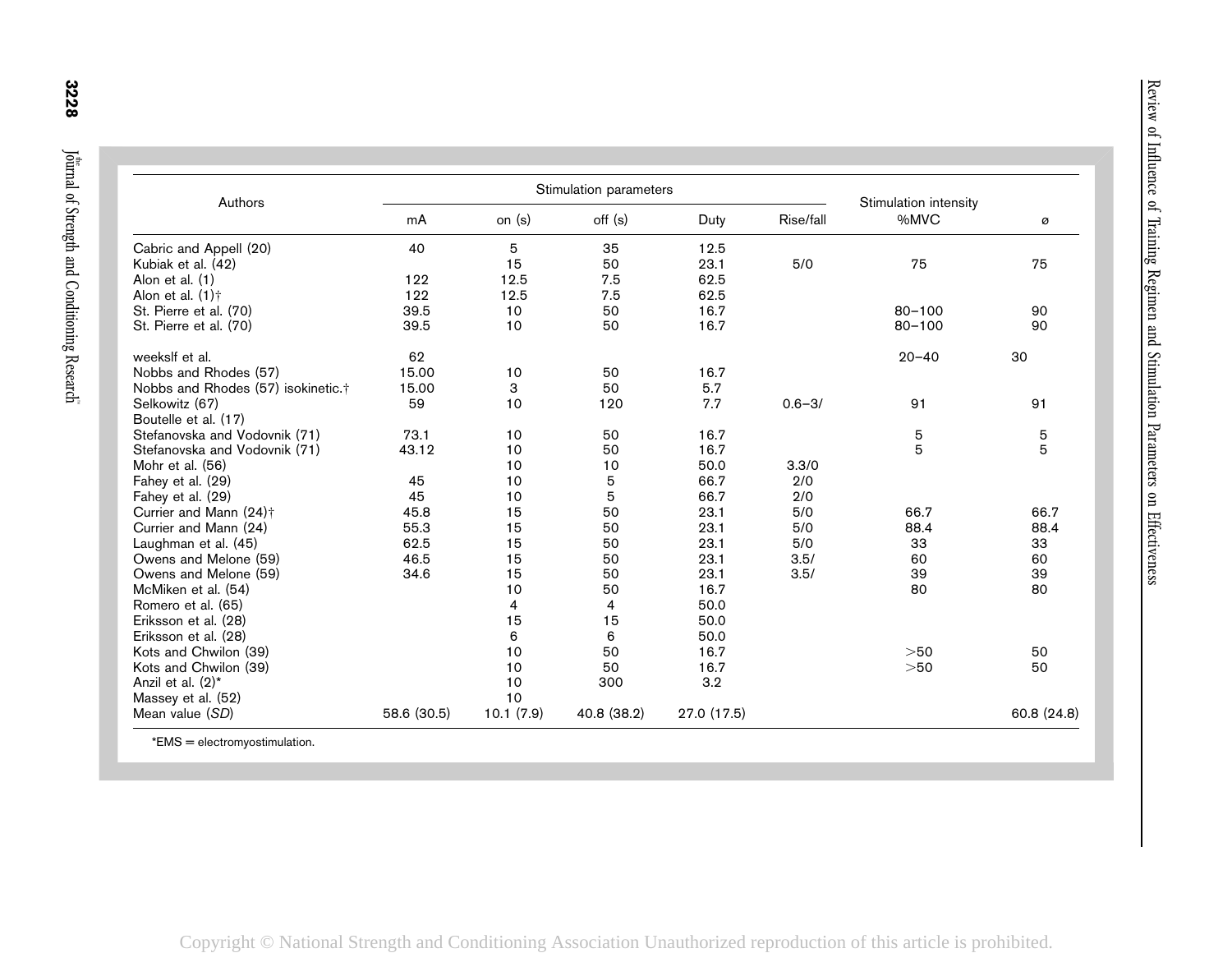| Authors | Stimulation parameters | | | | | Stimulation intensity | |
|---|---|---|---|---|---|---|---|
| | mA | on (s) | off (s) | Duty | Rise/fall | %MVC | ø |
| Cabric and Appell (20) | 40 | 5 | 35 | 12.5 | | | |
| Kubiak et al. (42) | | 15 | 50 | 23.1 | 5/0 | 75 | 75 |
| Alon et al. (1) | 122 | 12.5 | 7.5 | 62.5 | | | |
| Alon et al. (1)† | 122 | 12.5 | 7.5 | 62.5 | | | |
| St. Pierre et al. (70) | 39.5 | 10 | 50 | 16.7 | | 80–100 | 90 |
| St. Pierre et al. (70) | 39.5 | 10 | 50 | 16.7 | | 80–100 | 90 |
| weekslf et al. | 62 | | | | | 20–40 | 30 |
| Nobbs and Rhodes (57) | 15.00 | 10 | 50 | 16.7 | | | |
| Nobbs and Rhodes (57) isokinetic.† | 15.00 | 3 | 50 | 5.7 | | | |
| Selkowitz (67) | 59 | 10 | 120 | 7.7 | 0.6–3/ | 91 | 91 |
| Boutelle et al. (17) | | | | | | | |
| Stefanovska and Vodovnik (71) | 73.1 | 10 | 50 | 16.7 | | 5 | 5 |
| Stefanovska and Vodovnik (71) | 43.12 | 10 | 50 | 16.7 | | 5 | 5 |
| Mohr et al. (56) | | 10 | 10 | 50.0 | 3.3/0 | | |
| Fahey et al. (29) | 45 | 10 | 5 | 66.7 | 2/0 | | |
| Fahey et al. (29) | 45 | 10 | 5 | 66.7 | 2/0 | | |
| Currier and Mann (24)† | 45.8 | 15 | 50 | 23.1 | 5/0 | 66.7 | 66.7 |
| Currier and Mann (24) | 55.3 | 15 | 50 | 23.1 | 5/0 | 88.4 | 88.4 |
| Laughman et al. (45) | 62.5 | 15 | 50 | 23.1 | 5/0 | 33 | 33 |
| Owens and Melone (59) | 46.5 | 15 | 50 | 23.1 | 3.5/ | 60 | 60 |
| Owens and Melone (59) | 34.6 | 15 | 50 | 23.1 | 3.5/ | 39 | 39 |
| McMiken et al. (54) | | 10 | 50 | 16.7 | | 80 | 80 |
| Romero et al. (65) | | 4 | 4 | 50.0 | | | |
| Eriksson et al. (28) | | 15 | 15 | 50.0 | | | |
| Eriksson et al. (28) | | 6 | 6 | 50.0 | | | |
| Kots and Chwilon (39) | | 10 | 50 | 16.7 | | >50 | 50 |
| Kots and Chwilon (39) | | 10 | 50 | 16.7 | | >50 | 50 |
| Anzil et al. (2)* | | 10 | 300 | 3.2 | | | |
| Massey et al. (52) | | 10 | | | | | |
| Mean value (*SD*) | 58.6 (30.5) | 10.1 (7.9) | 40.8 (38.2) | 27.0 (17.5) | | | 60.8 (24.8) |

*EMS = electromyostimulation.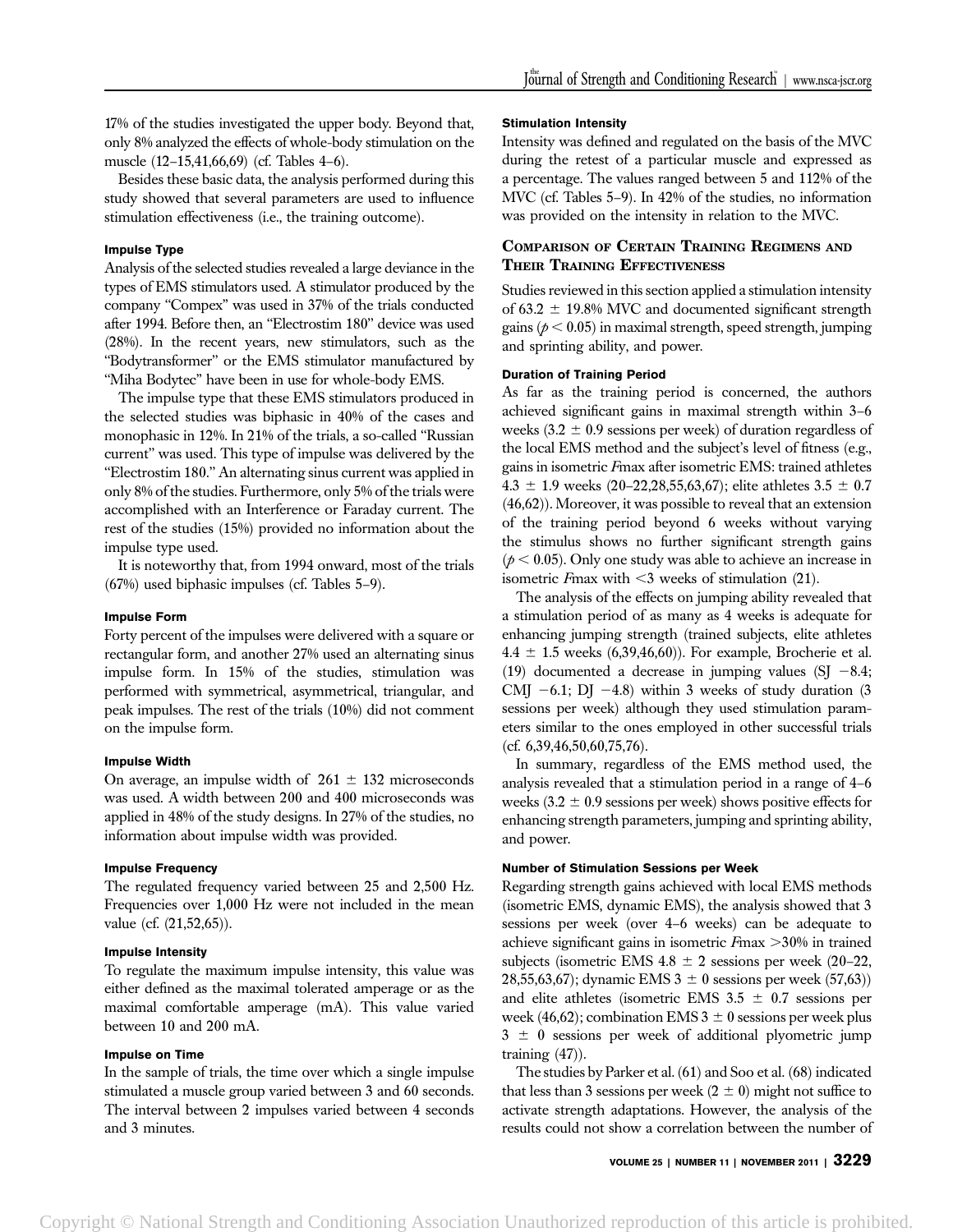17% of the studies investigated the upper body. Beyond that, only 8% analyzed the effects of whole-body stimulation on the muscle (12–15,41,66,69) (cf. Tables 4–6).

Besides these basic data, the analysis performed during this study showed that several parameters are used to influence stimulation effectiveness (i.e., the training outcome).

#### Impulse Type

Analysis of the selected studies revealed a large deviance in the types of EMS stimulators used. A stimulator produced by the company "Compex" was used in 37% of the trials conducted after 1994. Before then, an "Electrostim 180" device was used (28%). In the recent years, new stimulators, such as the "Bodytransformer" or the EMS stimulator manufactured by "Miha Bodytec" have been in use for whole-body EMS.

The impulse type that these EMS stimulators produced in the selected studies was biphasic in 40% of the cases and monophasic in 12%. In 21% of the trials, a so-called "Russian current" was used. This type of impulse was delivered by the "Electrostim 180." An alternating sinus current was applied in only 8% of the studies. Furthermore, only 5% of the trials were accomplished with an Interference or Faraday current. The rest of the studies (15%) provided no information about the impulse type used.

It is noteworthy that, from 1994 onward, most of the trials (67%) used biphasic impulses (cf. Tables 5–9).

#### Impulse Form

Forty percent of the impulses were delivered with a square or rectangular form, and another 27% used an alternating sinus impulse form. In 15% of the studies, stimulation was performed with symmetrical, asymmetrical, triangular, and peak impulses. The rest of the trials (10%) did not comment on the impulse form.

#### Impulse Width

On average, an impulse width of 261 ± 132 microseconds was used. A width between 200 and 400 microseconds was applied in 48% of the study designs. In 27% of the studies, no information about impulse width was provided.

#### Impulse Frequency

The regulated frequency varied between 25 and 2,500 Hz. Frequencies over 1,000 Hz were not included in the mean value (cf. (21,52,65)).

#### Impulse Intensity

To regulate the maximum impulse intensity, this value was either defined as the maximal tolerated amperage or as the maximal comfortable amperage (mA). This value varied between 10 and 200 mA.

#### Impulse on Time

In the sample of trials, the time over which a single impulse stimulated a muscle group varied between 3 and 60 seconds. The interval between 2 impulses varied between 4 seconds and 3 minutes.

#### Stimulation Intensity

Intensity was defined and regulated on the basis of the MVC during the retest of a particular muscle and expressed as a percentage. The values ranged between 5 and 112% of the MVC (cf. Tables 5–9). In 42% of the studies, no information was provided on the intensity in relation to the MVC.

## Comparison of Certain Training Regimens and Their Training Effectiveness

Studies reviewed in this section applied a stimulation intensity of 63.2 ± 19.8% MVC and documented significant strength gains ($p < 0.05$) in maximal strength, speed strength, jumping and sprinting ability, and power.

#### Duration of Training Period

As far as the training period is concerned, the authors achieved significant gains in maximal strength within 3–6 weeks (3.2 ± 0.9 sessions per week) of duration regardless of the local EMS method and the subject's level of fitness (e.g., gains in isometric *F*max after isometric EMS: trained athletes 4.3 ± 1.9 weeks (20–22,28,55,63,67); elite athletes 3.5 ± 0.7 (46,62)). Moreover, it was possible to reveal that an extension of the training period beyond 6 weeks without varying the stimulus shows no further significant strength gains ($p < 0.05$). Only one study was able to achieve an increase in isometric *F*max with <3 weeks of stimulation (21).

The analysis of the effects on jumping ability revealed that a stimulation period of as many as 4 weeks is adequate for enhancing jumping strength (trained subjects, elite athletes 4.4 ± 1.5 weeks (6,39,46,60)). For example, Brocherie et al. (19) documented a decrease in jumping values (SJ −8.4; CMJ −6.1; DJ −4.8) within 3 weeks of study duration (3 sessions per week) although they used stimulation parameters similar to the ones employed in other successful trials (cf. 6,39,46,50,60,75,76).

In summary, regardless of the EMS method used, the analysis revealed that a stimulation period in a range of 4–6 weeks (3.2 ± 0.9 sessions per week) shows positive effects for enhancing strength parameters, jumping and sprinting ability, and power.

#### Number of Stimulation Sessions per Week

Regarding strength gains achieved with local EMS methods (isometric EMS, dynamic EMS), the analysis showed that 3 sessions per week (over 4–6 weeks) can be adequate to achieve significant gains in isometric *F*max >30% in trained subjects (isometric EMS 4.8 ± 2 sessions per week (20–22, 28,55,63,67); dynamic EMS 3 ± 0 sessions per week (57,63)) and elite athletes (isometric EMS 3.5 ± 0.7 sessions per week (46,62); combination EMS 3 ± 0 sessions per week plus 3 ± 0 sessions per week of additional plyometric jump training (47)).

The studies by Parker et al. (61) and Soo et al. (68) indicated that less than 3 sessions per week (2 ± 0) might not suffice to activate strength adaptations. However, the analysis of the results could not show a correlation between the number of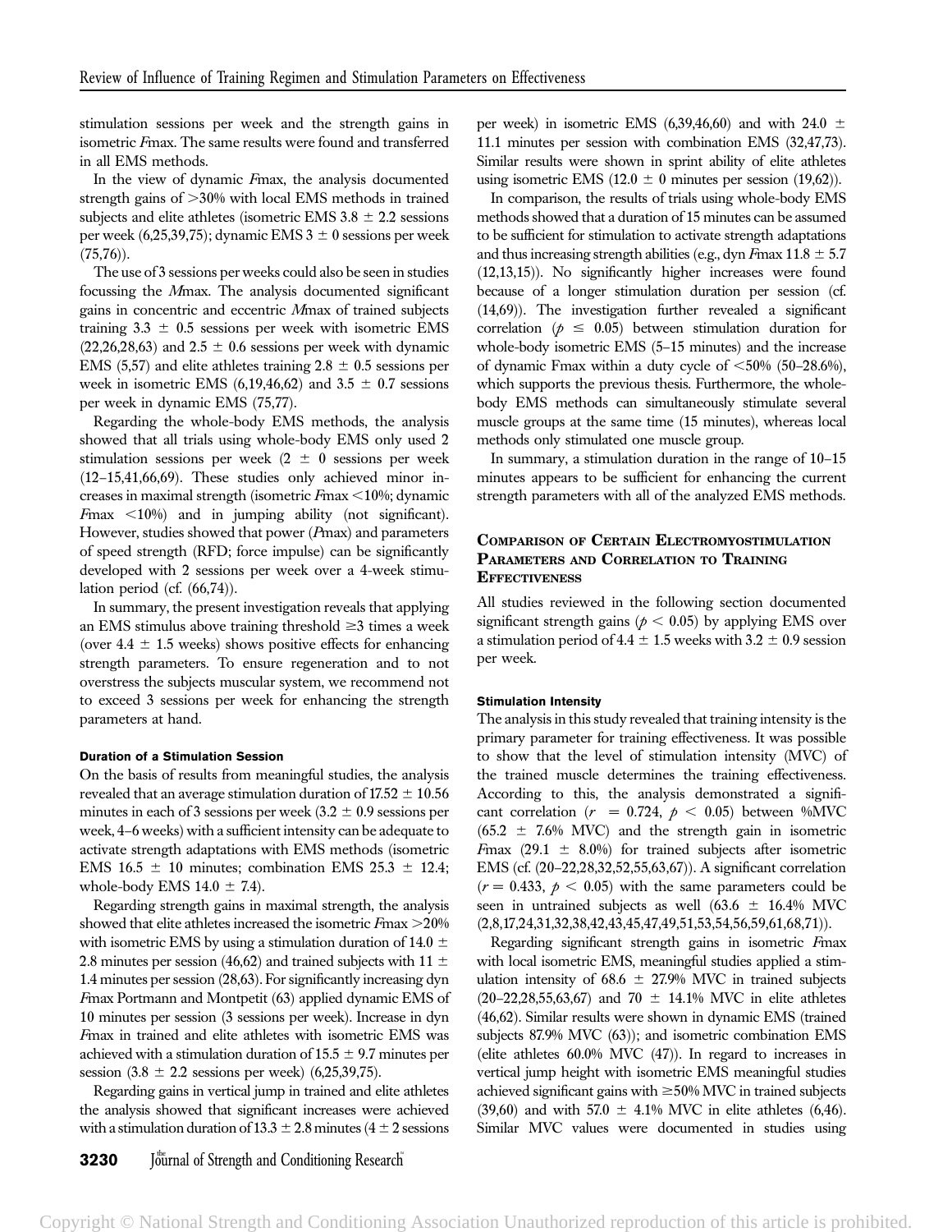stimulation sessions per week and the strength gains in isometric *F*max. The same results were found and transferred in all EMS methods.

In the view of dynamic *F*max, the analysis documented strength gains of >30% with local EMS methods in trained subjects and elite athletes (isometric EMS 3.8 ± 2.2 sessions per week (6,25,39,75); dynamic EMS 3 ± 0 sessions per week (75,76)).

The use of 3 sessions per weeks could also be seen in studies focussing the *M*max. The analysis documented significant gains in concentric and eccentric *M*max of trained subjects training 3.3 ± 0.5 sessions per week with isometric EMS (22,26,28,63) and 2.5 ± 0.6 sessions per week with dynamic EMS (5,57) and elite athletes training 2.8 ± 0.5 sessions per week in isometric EMS (6,19,46,62) and 3.5 ± 0.7 sessions per week in dynamic EMS (75,77).

Regarding the whole-body EMS methods, the analysis showed that all trials using whole-body EMS only used 2 stimulation sessions per week (2 ± 0 sessions per week (12–15,41,66,69). These studies only achieved minor increases in maximal strength (isometric *F*max <10%; dynamic *F*max <10%) and in jumping ability (not significant). However, studies showed that power (*P*max) and parameters of speed strength (RFD; force impulse) can be significantly developed with 2 sessions per week over a 4-week stimulation period (cf. (66,74)).

In summary, the present investigation reveals that applying an EMS stimulus above training threshold ≥3 times a week (over 4.4 ± 1.5 weeks) shows positive effects for enhancing strength parameters. To ensure regeneration and to not overstress the subjects muscular system, we recommend not to exceed 3 sessions per week for enhancing the strength parameters at hand.

#### Duration of a Stimulation Session

On the basis of results from meaningful studies, the analysis revealed that an average stimulation duration of 17.52 ± 10.56 minutes in each of 3 sessions per week (3.2 ± 0.9 sessions per week, 4–6 weeks) with a sufficient intensity can be adequate to activate strength adaptations with EMS methods (isometric EMS 16.5 ± 10 minutes; combination EMS 25.3 ± 12.4; whole-body EMS 14.0 ± 7.4).

Regarding strength gains in maximal strength, the analysis showed that elite athletes increased the isometric *F*max >20% with isometric EMS by using a stimulation duration of 14.0 ± 2.8 minutes per session (46,62) and trained subjects with 11 ± 1.4 minutes per session (28,63). For significantly increasing dyn *F*max Portmann and Montpetit (63) applied dynamic EMS of 10 minutes per session (3 sessions per week). Increase in dyn *F*max in trained and elite athletes with isometric EMS was achieved with a stimulation duration of 15.5 ± 9.7 minutes per session (3.8 ± 2.2 sessions per week) (6,25,39,75).

Regarding gains in vertical jump in trained and elite athletes the analysis showed that significant increases were achieved with a stimulation duration of 13.3 ± 2.8 minutes (4 ± 2 sessions per week) in isometric EMS (6,39,46,60) and with 24.0 ± 11.1 minutes per session with combination EMS (32,47,73). Similar results were shown in sprint ability of elite athletes using isometric EMS (12.0 ± 0 minutes per session (19,62)).

In comparison, the results of trials using whole-body EMS methods showed that a duration of 15 minutes can be assumed to be sufficient for stimulation to activate strength adaptations and thus increasing strength abilities (e.g., dyn *F*max 11.8 ± 5.7 (12,13,15)). No significantly higher increases were found because of a longer stimulation duration per session (cf. (14,69)). The investigation further revealed a significant correlation ($p \leq 0.05$) between stimulation duration for whole-body isometric EMS (5–15 minutes) and the increase of dynamic Fmax within a duty cycle of <50% (50–28.6%), which supports the previous thesis. Furthermore, the whole-body EMS methods can simultaneously stimulate several muscle groups at the same time (15 minutes), whereas local methods only stimulated one muscle group.

In summary, a stimulation duration in the range of 10–15 minutes appears to be sufficient for enhancing the current strength parameters with all of the analyzed EMS methods.

### Comparison of Certain Electromyostimulation Parameters and Correlation to Training Effectiveness

All studies reviewed in the following section documented significant strength gains ($p < 0.05$) by applying EMS over a stimulation period of 4.4 ± 1.5 weeks with 3.2 ± 0.9 session per week.

#### Stimulation Intensity

The analysis in this study revealed that training intensity is the primary parameter for training effectiveness. It was possible to show that the level of stimulation intensity (MVC) of the trained muscle determines the training effectiveness. According to this, the analysis demonstrated a significant correlation ($r = 0.724$, $p < 0.05$) between %MVC (65.2 ± 7.6% MVC) and the strength gain in isometric *F*max (29.1 ± 8.0%) for trained subjects after isometric EMS (cf. (20–22,28,32,52,55,63,67)). A significant correlation ($r = 0.433$, $p < 0.05$) with the same parameters could be seen in untrained subjects as well (63.6 ± 16.4% MVC (2,8,17,24,31,32,38,42,43,45,47,49,51,53,54,56,59,61,68,71)).

Regarding significant strength gains in isometric *F*max with local isometric EMS, meaningful studies applied a stimulation intensity of 68.6 ± 27.9% MVC in trained subjects (20–22,28,55,63,67) and 70 ± 14.1% MVC in elite athletes (46,62). Similar results were shown in dynamic EMS (trained subjects 87.9% MVC (63)); and isometric combination EMS (elite athletes 60.0% MVC (47)). In regard to increases in vertical jump height with isometric EMS meaningful studies achieved significant gains with ≥50% MVC in trained subjects (39,60) and with 57.0 ± 4.1% MVC in elite athletes (6,46). Similar MVC values were documented in studies using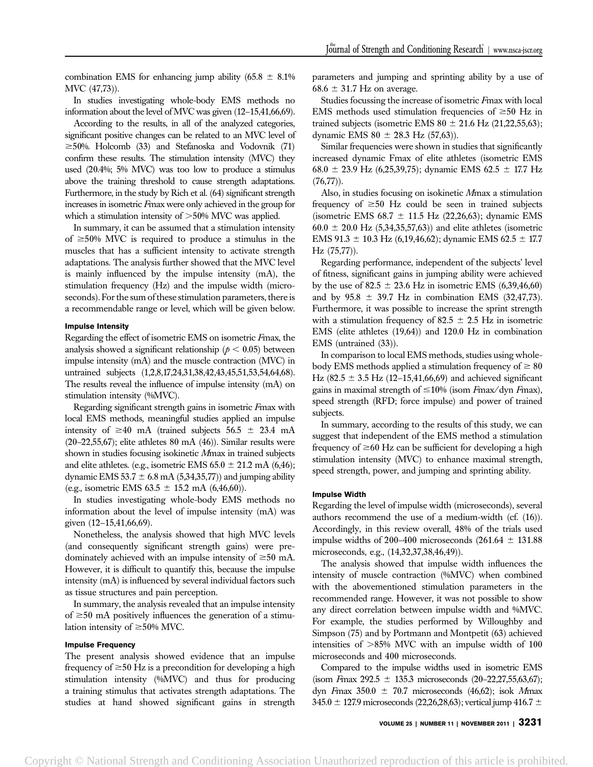combination EMS for enhancing jump ability ($65.8 \pm 8.1\%$ MVC (47,73)).

In studies investigating whole-body EMS methods no information about the level of MVC was given (12–15,41,66,69).

According to the results, in all of the analyzed categories, significant positive changes can be related to an MVC level of $\geq 50\%$. Holcomb (33) and Stefanoska and Vodovnik (71) confirm these results. The stimulation intensity (MVC) they used (20.4%; 5% MVC) was too low to produce a stimulus above the training threshold to cause strength adaptations. Furthermore, in the study by Rich et al. (64) significant strength increases in isometric *F*max were only achieved in the group for which a stimulation intensity of >50% MVC was applied.

In summary, it can be assumed that a stimulation intensity of $\geq 50\%$ MVC is required to produce a stimulus in the muscles that has a sufficient intensity to activate strength adaptations. The analysis further showed that the MVC level is mainly influenced by the impulse intensity (mA), the stimulation frequency (Hz) and the impulse width (microseconds). For the sum of these stimulation parameters, there is a recommendable range or level, which will be given below.

#### Impulse Intensity

Regarding the effect of isometric EMS on isometric *F*max, the analysis showed a significant relationship ($p < 0.05$) between impulse intensity (mA) and the muscle contraction (MVC) in untrained subjects (1,2,8,17,24,31,38,42,43,45,51,53,54,64,68). The results reveal the influence of impulse intensity (mA) on stimulation intensity (%MVC).

Regarding significant strength gains in isometric *F*max with local EMS methods, meaningful studies applied an impulse intensity of $\geq 40$ mA (trained subjects $56.5 \pm 23.4$ mA (20–22,55,67); elite athletes 80 mA (46)). Similar results were shown in studies focusing isokinetic *M*max in trained subjects and elite athletes. (e.g., isometric EMS $65.0 \pm 21.2$ mA (6,46); dynamic EMS $53.7 \pm 6.8$ mA (5,34,35,77)) and jumping ability (e.g., isometric EMS $63.5 \pm 15.2$ mA (6,46,60)).

In studies investigating whole-body EMS methods no information about the level of impulse intensity (mA) was given (12–15,41,66,69).

Nonetheless, the analysis showed that high MVC levels (and consequently significant strength gains) were predominately achieved with an impulse intensity of $\geq 50$ mA. However, it is difficult to quantify this, because the impulse intensity (mA) is influenced by several individual factors such as tissue structures and pain perception.

In summary, the analysis revealed that an impulse intensity of $\geq 50$ mA positively influences the generation of a stimulation intensity of $\geq 50\%$ MVC.

#### Impulse Frequency

The present analysis showed evidence that an impulse frequency of $\geq 50$ Hz is a precondition for developing a high stimulation intensity (%MVC) and thus for producing a training stimulus that activates strength adaptations. The studies at hand showed significant gains in strength parameters and jumping and sprinting ability by a use of $68.6 \pm 31.7$ Hz on average.

Studies focussing the increase of isometric *F*max with local EMS methods used stimulation frequencies of $\geq 50$ Hz in trained subjects (isometric EMS $80 \pm 21.6$ Hz (21,22,55,63); dynamic EMS $80 \pm 28.3$ Hz (57,63)).

Similar frequencies were shown in studies that significantly increased dynamic Fmax of elite athletes (isometric EMS $68.0 \pm 23.9$ Hz (6,25,39,75); dynamic EMS $62.5 \pm 17.7$ Hz (76,77)).

Also, in studies focusing on isokinetic *M*max a stimulation frequency of $\geq 50$ Hz could be seen in trained subjects (isometric EMS $68.7 \pm 11.5$ Hz (22,26,63); dynamic EMS $60.0 \pm 20.0$ Hz (5,34,35,57,63)) and elite athletes (isometric EMS $91.3 \pm 10.3$ Hz (6,19,46,62); dynamic EMS $62.5 \pm 17.7$ Hz (75,77)).

Regarding performance, independent of the subjects' level of fitness, significant gains in jumping ability were achieved by the use of $82.5 \pm 23.6$ Hz in isometric EMS (6,39,46,60) and by $95.8 \pm 39.7$ Hz in combination EMS (32,47,73). Furthermore, it was possible to increase the sprint strength with a stimulation frequency of $82.5 \pm 2.5$ Hz in isometric EMS (elite athletes (19,64)) and 120.0 Hz in combination EMS (untrained (33)).

In comparison to local EMS methods, studies using whole-body EMS methods applied a stimulation frequency of $\geq 80$ Hz ($82.5 \pm 3.5$ Hz (12–15,41,66,69) and achieved significant gains in maximal strength of $\leq 10\%$ (isom *F*max/dyn *F*max), speed strength (RFD; force impulse) and power of trained subjects.

In summary, according to the results of this study, we can suggest that independent of the EMS method a stimulation frequency of $\geq 60$ Hz can be sufficient for developing a high stimulation intensity (MVC) to enhance maximal strength, speed strength, power, and jumping and sprinting ability.

#### Impulse Width

Regarding the level of impulse width (microseconds), several authors recommend the use of a medium-width (cf. (16)). Accordingly, in this review overall, 48% of the trials used impulse widths of 200–400 microseconds ($261.64 \pm 131.88$ microseconds, e.g., (14,32,37,38,46,49)).

The analysis showed that impulse width influences the intensity of muscle contraction (%MVC) when combined with the abovementioned stimulation parameters in the recommended range. However, it was not possible to show any direct correlation between impulse width and %MVC. For example, the studies performed by Willoughby and Simpson (75) and by Portmann and Montpetit (63) achieved intensities of >85% MVC with an impulse width of 100 microseconds and 400 microseconds.

Compared to the impulse widths used in isometric EMS (isom *F*max $292.5 \pm 135.3$ microseconds (20–22,27,55,63,67); dyn *F*max $350.0 \pm 70.7$ microseconds (46,62); isok *M*max $345.0 \pm 127.9$ microseconds (22,26,28,63); vertical jump $416.7 \pm$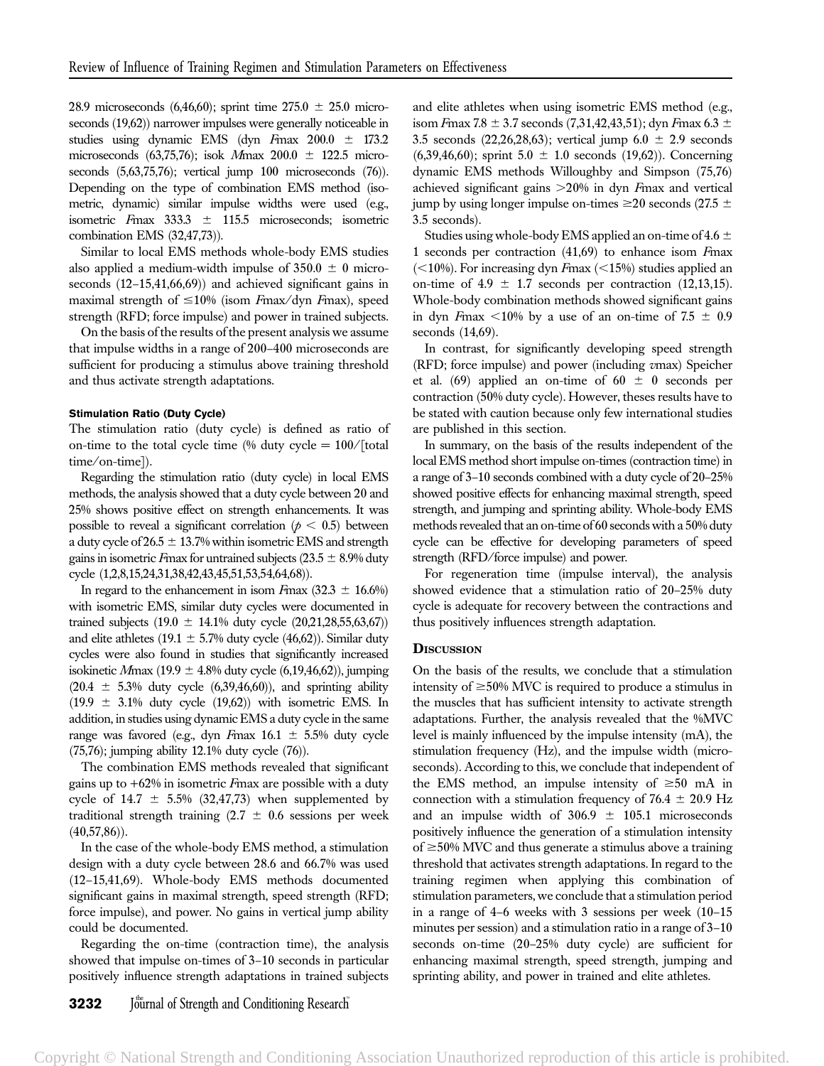28.9 microseconds (6,46,60); sprint time 275.0 ± 25.0 microseconds (19,62)) narrower impulses were generally noticeable in studies using dynamic EMS (dyn *F*max 200.0 ± 173.2 microseconds (63,75,76); isok *M*max 200.0 ± 122.5 microseconds (5,63,75,76); vertical jump 100 microseconds (76)). Depending on the type of combination EMS method (isometric, dynamic) similar impulse widths were used (e.g., isometric *F*max 333.3 ± 115.5 microseconds; isometric combination EMS (32,47,73)).

Similar to local EMS methods whole-body EMS studies also applied a medium-width impulse of 350.0 ± 0 microseconds (12–15,41,66,69)) and achieved significant gains in maximal strength of ≤10% (isom *F*max/dyn *F*max), speed strength (RFD; force impulse) and power in trained subjects.

On the basis of the results of the present analysis we assume that impulse widths in a range of 200–400 microseconds are sufficient for producing a stimulus above training threshold and thus activate strength adaptations.

#### Stimulation Ratio (Duty Cycle)

The stimulation ratio (duty cycle) is defined as ratio of on-time to the total cycle time (% duty cycle = 100/[total time/on-time]).

Regarding the stimulation ratio (duty cycle) in local EMS methods, the analysis showed that a duty cycle between 20 and 25% shows positive effect on strength enhancements. It was possible to reveal a significant correlation ($p < 0.5$) between a duty cycle of 26.5 ± 13.7% within isometric EMS and strength gains in isometric *F*max for untrained subjects (23.5 ± 8.9% duty cycle (1,2,8,15,24,31,38,42,43,45,51,53,54,64,68)).

In regard to the enhancement in isom *F*max (32.3 ± 16.6%) with isometric EMS, similar duty cycles were documented in trained subjects (19.0 ± 14.1% duty cycle (20,21,28,55,63,67)) and elite athletes (19.1 ± 5.7% duty cycle (46,62)). Similar duty cycles were also found in studies that significantly increased isokinetic *M*max (19.9 ± 4.8% duty cycle (6,19,46,62)), jumping (20.4 ± 5.3% duty cycle (6,39,46,60)), and sprinting ability (19.9 ± 3.1% duty cycle (19,62)) with isometric EMS. In addition, in studies using dynamic EMS a duty cycle in the same range was favored (e.g., dyn *F*max 16.1 ± 5.5% duty cycle (75,76); jumping ability 12.1% duty cycle (76)).

The combination EMS methods revealed that significant gains up to +62% in isometric *F*max are possible with a duty cycle of 14.7 ± 5.5% (32,47,73) when supplemented by traditional strength training (2.7 ± 0.6 sessions per week (40,57,86)).

In the case of the whole-body EMS method, a stimulation design with a duty cycle between 28.6 and 66.7% was used (12–15,41,69). Whole-body EMS methods documented significant gains in maximal strength, speed strength (RFD; force impulse), and power. No gains in vertical jump ability could be documented.

Regarding the on-time (contraction time), the analysis showed that impulse on-times of 3–10 seconds in particular positively influence strength adaptations in trained subjects and elite athletes when using isometric EMS method (e.g., isom *F*max 7.8 ± 3.7 seconds (7,31,42,43,51); dyn *F*max 6.3 ± 3.5 seconds (22,26,28,63); vertical jump 6.0 ± 2.9 seconds (6,39,46,60); sprint 5.0 ± 1.0 seconds (19,62)). Concerning dynamic EMS methods Willoughby and Simpson (75,76) achieved significant gains >20% in dyn *F*max and vertical jump by using longer impulse on-times ≥20 seconds (27.5 ± 3.5 seconds).

Studies using whole-body EMS applied an on-time of 4.6 ± 1 seconds per contraction (41,69) to enhance isom *F*max (<10%). For increasing dyn *F*max (<15%) studies applied an on-time of 4.9 ± 1.7 seconds per contraction (12,13,15). Whole-body combination methods showed significant gains in dyn *F*max <10% by a use of an on-time of 7.5 ± 0.9 seconds (14,69).

In contrast, for significantly developing speed strength (RFD; force impulse) and power (including *v*max) Speicher et al. (69) applied an on-time of 60 ± 0 seconds per contraction (50% duty cycle). However, theses results have to be stated with caution because only few international studies are published in this section.

In summary, on the basis of the results independent of the local EMS method short impulse on-times (contraction time) in a range of 3–10 seconds combined with a duty cycle of 20–25% showed positive effects for enhancing maximal strength, speed strength, and jumping and sprinting ability. Whole-body EMS methods revealed that an on-time of 60 seconds with a 50% duty cycle can be effective for developing parameters of speed strength (RFD/force impulse) and power.

For regeneration time (impulse interval), the analysis showed evidence that a stimulation ratio of 20–25% duty cycle is adequate for recovery between the contractions and thus positively influences strength adaptation.

## Discussion

On the basis of the results, we conclude that a stimulation intensity of ≥50% MVC is required to produce a stimulus in the muscles that has sufficient intensity to activate strength adaptations. Further, the analysis revealed that the %MVC level is mainly influenced by the impulse intensity (mA), the stimulation frequency (Hz), and the impulse width (microseconds). According to this, we conclude that independent of the EMS method, an impulse intensity of ≥50 mA in connection with a stimulation frequency of 76.4 ± 20.9 Hz and an impulse width of 306.9 ± 105.1 microseconds positively influence the generation of a stimulation intensity of ≥50% MVC and thus generate a stimulus above a training threshold that activates strength adaptations. In regard to the training regimen when applying this combination of stimulation parameters, we conclude that a stimulation period in a range of 4–6 weeks with 3 sessions per week (10–15 minutes per session) and a stimulation ratio in a range of 3–10 seconds on-time (20–25% duty cycle) are sufficient for enhancing maximal strength, speed strength, jumping and sprinting ability, and power in trained and elite athletes.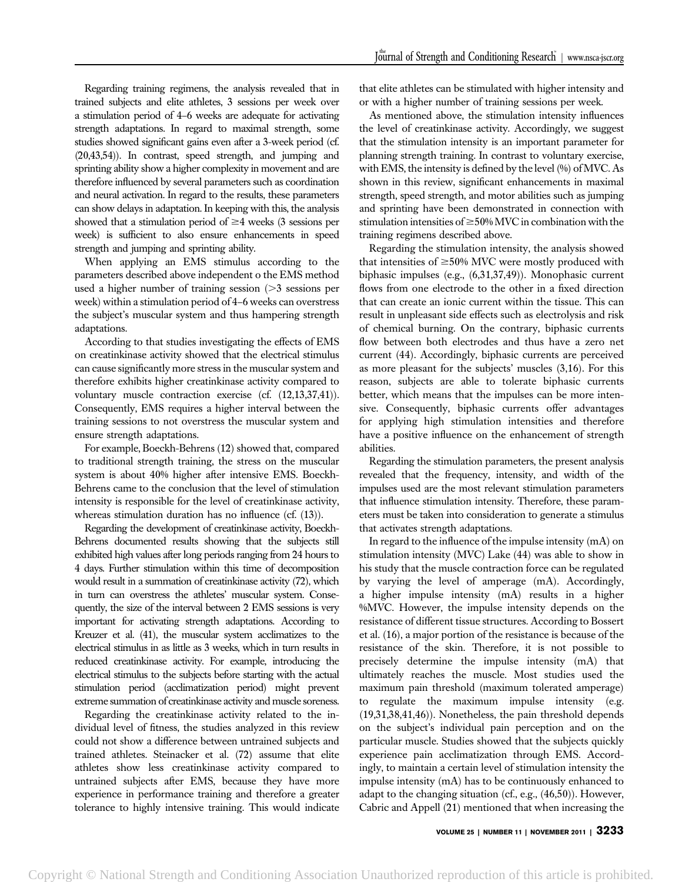Regarding training regimens, the analysis revealed that in trained subjects and elite athletes, 3 sessions per week over a stimulation period of 4–6 weeks are adequate for activating strength adaptations. In regard to maximal strength, some studies showed significant gains even after a 3-week period (cf. (20,43,54)). In contrast, speed strength, and jumping and sprinting ability show a higher complexity in movement and are therefore influenced by several parameters such as coordination and neural activation. In regard to the results, these parameters can show delays in adaptation. In keeping with this, the analysis showed that a stimulation period of ≥4 weeks (3 sessions per week) is sufficient to also ensure enhancements in speed strength and jumping and sprinting ability.

When applying an EMS stimulus according to the parameters described above independent o the EMS method used a higher number of training session (>3 sessions per week) within a stimulation period of 4–6 weeks can overstress the subject's muscular system and thus hampering strength adaptations.

According to that studies investigating the effects of EMS on creatinkinase activity showed that the electrical stimulus can cause significantly more stress in the muscular system and therefore exhibits higher creatinkinase activity compared to voluntary muscle contraction exercise (cf. (12,13,37,41)). Consequently, EMS requires a higher interval between the training sessions to not overstress the muscular system and ensure strength adaptations.

For example, Boeckh-Behrens (12) showed that, compared to traditional strength training, the stress on the muscular system is about 40% higher after intensive EMS. Boeckh-Behrens came to the conclusion that the level of stimulation intensity is responsible for the level of creatinkinase activity, whereas stimulation duration has no influence (cf. (13)).

Regarding the development of creatinkinase activity, Boeckh-Behrens documented results showing that the subjects still exhibited high values after long periods ranging from 24 hours to 4 days. Further stimulation within this time of decomposition would result in a summation of creatinkinase activity (72), which in turn can overstress the athletes' muscular system. Consequently, the size of the interval between 2 EMS sessions is very important for activating strength adaptations. According to Kreuzer et al. (41), the muscular system acclimatizes to the electrical stimulus in as little as 3 weeks, which in turn results in reduced creatinkinase activity. For example, introducing the electrical stimulus to the subjects before starting with the actual stimulation period (acclimatization period) might prevent extreme summation of creatinkinase activity and muscle soreness.

Regarding the creatinkinase activity related to the individual level of fitness, the studies analyzed in this review could not show a difference between untrained subjects and trained athletes. Steinacker et al. (72) assume that elite athletes show less creatinkinase activity compared to untrained subjects after EMS, because they have more experience in performance training and therefore a greater tolerance to highly intensive training. This would indicate that elite athletes can be stimulated with higher intensity and or with a higher number of training sessions per week.

As mentioned above, the stimulation intensity influences the level of creatinkinase activity. Accordingly, we suggest that the stimulation intensity is an important parameter for planning strength training. In contrast to voluntary exercise, with EMS, the intensity is defined by the level (%) of MVC. As shown in this review, significant enhancements in maximal strength, speed strength, and motor abilities such as jumping and sprinting have been demonstrated in connection with stimulation intensities of ≥50% MVC in combination with the training regimens described above.

Regarding the stimulation intensity, the analysis showed that intensities of ≥50% MVC were mostly produced with biphasic impulses (e.g., (6,31,37,49)). Monophasic current flows from one electrode to the other in a fixed direction that can create an ionic current within the tissue. This can result in unpleasant side effects such as electrolysis and risk of chemical burning. On the contrary, biphasic currents flow between both electrodes and thus have a zero net current (44). Accordingly, biphasic currents are perceived as more pleasant for the subjects' muscles (3,16). For this reason, subjects are able to tolerate biphasic currents better, which means that the impulses can be more intensive. Consequently, biphasic currents offer advantages for applying high stimulation intensities and therefore have a positive influence on the enhancement of strength abilities.

Regarding the stimulation parameters, the present analysis revealed that the frequency, intensity, and width of the impulses used are the most relevant stimulation parameters that influence stimulation intensity. Therefore, these parameters must be taken into consideration to generate a stimulus that activates strength adaptations.

In regard to the influence of the impulse intensity (mA) on stimulation intensity (MVC) Lake (44) was able to show in his study that the muscle contraction force can be regulated by varying the level of amperage (mA). Accordingly, a higher impulse intensity (mA) results in a higher %MVC. However, the impulse intensity depends on the resistance of different tissue structures. According to Bossert et al. (16), a major portion of the resistance is because of the resistance of the skin. Therefore, it is not possible to precisely determine the impulse intensity (mA) that ultimately reaches the muscle. Most studies used the maximum pain threshold (maximum tolerated amperage) to regulate the maximum impulse intensity (e.g. (19,31,38,41,46)). Nonetheless, the pain threshold depends on the subject's individual pain perception and on the particular muscle. Studies showed that the subjects quickly experience pain acclimatization through EMS. Accordingly, to maintain a certain level of stimulation intensity the impulse intensity (mA) has to be continuously enhanced to adapt to the changing situation (cf., e.g., (46,50)). However, Cabric and Appell (21) mentioned that when increasing the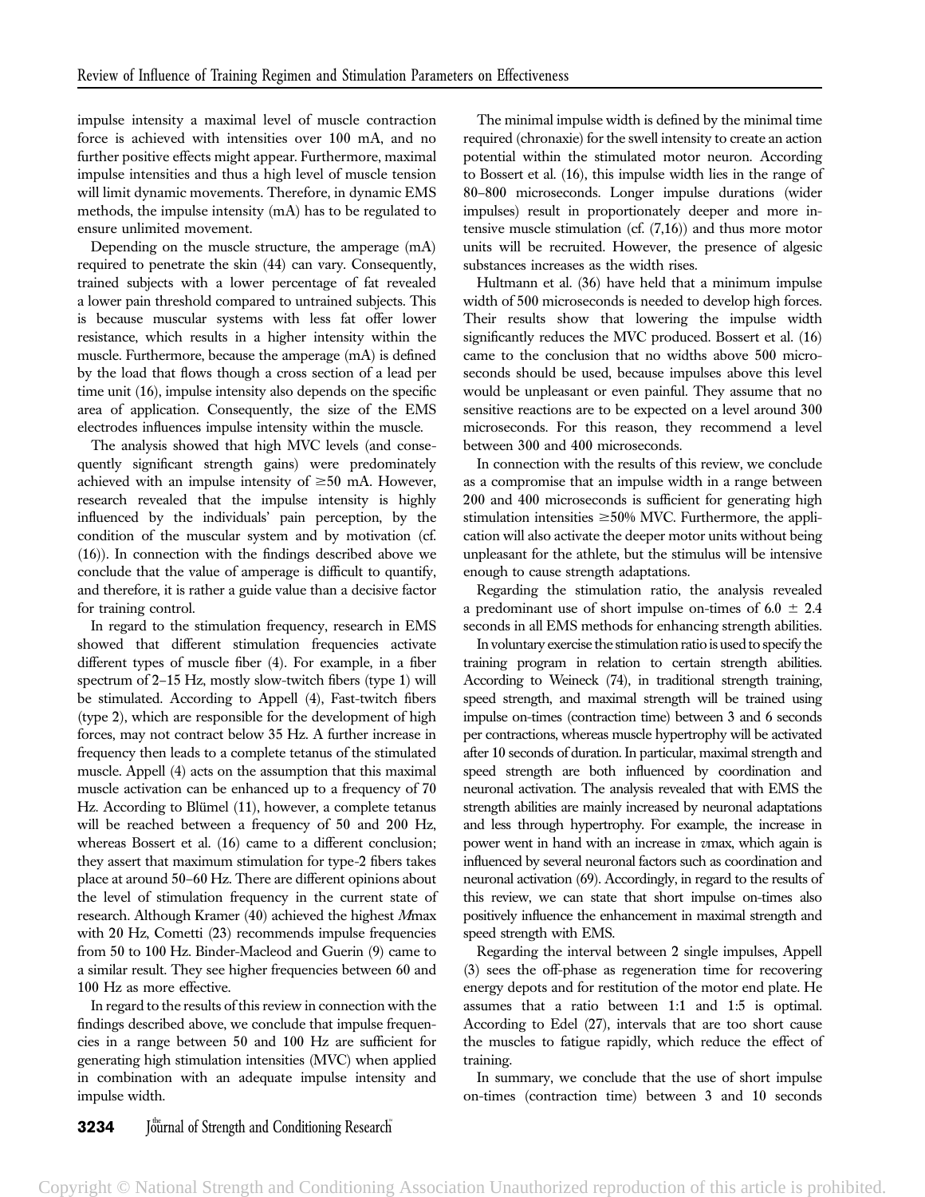impulse intensity a maximal level of muscle contraction force is achieved with intensities over 100 mA, and no further positive effects might appear. Furthermore, maximal impulse intensities and thus a high level of muscle tension will limit dynamic movements. Therefore, in dynamic EMS methods, the impulse intensity (mA) has to be regulated to ensure unlimited movement.

Depending on the muscle structure, the amperage (mA) required to penetrate the skin (44) can vary. Consequently, trained subjects with a lower percentage of fat revealed a lower pain threshold compared to untrained subjects. This is because muscular systems with less fat offer lower resistance, which results in a higher intensity within the muscle. Furthermore, because the amperage (mA) is defined by the load that flows though a cross section of a lead per time unit (16), impulse intensity also depends on the specific area of application. Consequently, the size of the EMS electrodes influences impulse intensity within the muscle.

The analysis showed that high MVC levels (and consequently significant strength gains) were predominately achieved with an impulse intensity of ≥50 mA. However, research revealed that the impulse intensity is highly influenced by the individuals' pain perception, by the condition of the muscular system and by motivation (cf. (16)). In connection with the findings described above we conclude that the value of amperage is difficult to quantify, and therefore, it is rather a guide value than a decisive factor for training control.

In regard to the stimulation frequency, research in EMS showed that different stimulation frequencies activate different types of muscle fiber (4). For example, in a fiber spectrum of 2–15 Hz, mostly slow-twitch fibers (type 1) will be stimulated. According to Appell (4), Fast-twitch fibers (type 2), which are responsible for the development of high forces, may not contract below 35 Hz. A further increase in frequency then leads to a complete tetanus of the stimulated muscle. Appell (4) acts on the assumption that this maximal muscle activation can be enhanced up to a frequency of 70 Hz. According to Blümel (11), however, a complete tetanus will be reached between a frequency of 50 and 200 Hz, whereas Bossert et al. (16) came to a different conclusion; they assert that maximum stimulation for type-2 fibers takes place at around 50–60 Hz. There are different opinions about the level of stimulation frequency in the current state of research. Although Kramer (40) achieved the highest *M*max with 20 Hz, Cometti (23) recommends impulse frequencies from 50 to 100 Hz. Binder-Macleod and Guerin (9) came to a similar result. They see higher frequencies between 60 and 100 Hz as more effective.

In regard to the results of this review in connection with the findings described above, we conclude that impulse frequencies in a range between 50 and 100 Hz are sufficient for generating high stimulation intensities (MVC) when applied in combination with an adequate impulse intensity and impulse width.

The minimal impulse width is defined by the minimal time required (chronaxie) for the swell intensity to create an action potential within the stimulated motor neuron. According to Bossert et al. (16), this impulse width lies in the range of 80–800 microseconds. Longer impulse durations (wider impulses) result in proportionately deeper and more intensive muscle stimulation (cf. (7,16)) and thus more motor units will be recruited. However, the presence of algesic substances increases as the width rises.

Hultmann et al. (36) have held that a minimum impulse width of 500 microseconds is needed to develop high forces. Their results show that lowering the impulse width significantly reduces the MVC produced. Bossert et al. (16) came to the conclusion that no widths above 500 microseconds should be used, because impulses above this level would be unpleasant or even painful. They assume that no sensitive reactions are to be expected on a level around 300 microseconds. For this reason, they recommend a level between 300 and 400 microseconds.

In connection with the results of this review, we conclude as a compromise that an impulse width in a range between 200 and 400 microseconds is sufficient for generating high stimulation intensities ≥50% MVC. Furthermore, the application will also activate the deeper motor units without being unpleasant for the athlete, but the stimulus will be intensive enough to cause strength adaptations.

Regarding the stimulation ratio, the analysis revealed a predominant use of short impulse on-times of 6.0 ± 2.4 seconds in all EMS methods for enhancing strength abilities.

In voluntary exercise the stimulation ratio is used to specify the training program in relation to certain strength abilities. According to Weineck (74), in traditional strength training, speed strength, and maximal strength will be trained using impulse on-times (contraction time) between 3 and 6 seconds per contractions, whereas muscle hypertrophy will be activated after 10 seconds of duration. In particular, maximal strength and speed strength are both influenced by coordination and neuronal activation. The analysis revealed that with EMS the strength abilities are mainly increased by neuronal adaptations and less through hypertrophy. For example, the increase in power went in hand with an increase in $v$max, which again is influenced by several neuronal factors such as coordination and neuronal activation (69). Accordingly, in regard to the results of this review, we can state that short impulse on-times also positively influence the enhancement in maximal strength and speed strength with EMS.

Regarding the interval between 2 single impulses, Appell (3) sees the off-phase as regeneration time for recovering energy depots and for restitution of the motor end plate. He assumes that a ratio between 1:1 and 1:5 is optimal. According to Edel (27), intervals that are too short cause the muscles to fatigue rapidly, which reduce the effect of training.

In summary, we conclude that the use of short impulse on-times (contraction time) between 3 and 10 seconds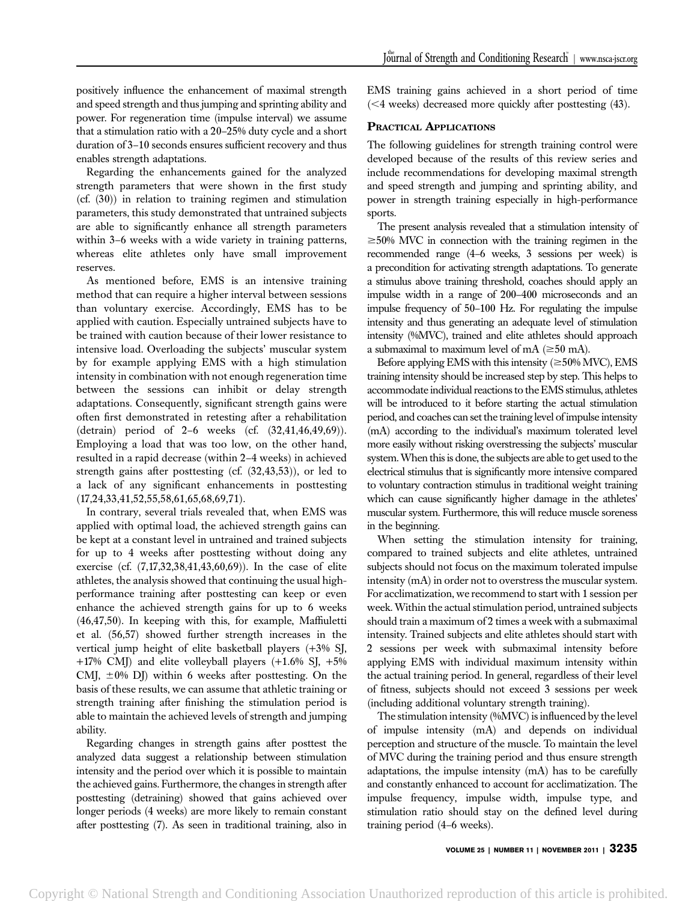positively influence the enhancement of maximal strength and speed strength and thus jumping and sprinting ability and power. For regeneration time (impulse interval) we assume that a stimulation ratio with a 20–25% duty cycle and a short duration of 3–10 seconds ensures sufficient recovery and thus enables strength adaptations.

Regarding the enhancements gained for the analyzed strength parameters that were shown in the first study (cf. (30)) in relation to training regimen and stimulation parameters, this study demonstrated that untrained subjects are able to significantly enhance all strength parameters within 3–6 weeks with a wide variety in training patterns, whereas elite athletes only have small improvement reserves.

As mentioned before, EMS is an intensive training method that can require a higher interval between sessions than voluntary exercise. Accordingly, EMS has to be applied with caution. Especially untrained subjects have to be trained with caution because of their lower resistance to intensive load. Overloading the subjects' muscular system by for example applying EMS with a high stimulation intensity in combination with not enough regeneration time between the sessions can inhibit or delay strength adaptations. Consequently, significant strength gains were often first demonstrated in retesting after a rehabilitation (detrain) period of 2–6 weeks (cf. (32,41,46,49,69)). Employing a load that was too low, on the other hand, resulted in a rapid decrease (within 2–4 weeks) in achieved strength gains after posttesting (cf. (32,43,53)), or led to a lack of any significant enhancements in posttesting (17,24,33,41,52,55,58,61,65,68,69,71).

In contrary, several trials revealed that, when EMS was applied with optimal load, the achieved strength gains can be kept at a constant level in untrained and trained subjects for up to 4 weeks after posttesting without doing any exercise (cf. (7,17,32,38,41,43,60,69)). In the case of elite athletes, the analysis showed that continuing the usual high-performance training after posttesting can keep or even enhance the achieved strength gains for up to 6 weeks (46,47,50). In keeping with this, for example, Maffiuletti et al. (56,57) showed further strength increases in the vertical jump height of elite basketball players (+3% SJ, +17% CMJ) and elite volleyball players (+1.6% SJ, +5% CMJ, ±0% DJ) within 6 weeks after posttesting. On the basis of these results, we can assume that athletic training or strength training after finishing the stimulation period is able to maintain the achieved levels of strength and jumping ability.

Regarding changes in strength gains after posttest the analyzed data suggest a relationship between stimulation intensity and the period over which it is possible to maintain the achieved gains. Furthermore, the changes in strength after posttesting (detraining) showed that gains achieved over longer periods (4 weeks) are more likely to remain constant after posttesting (7). As seen in traditional training, also in EMS training gains achieved in a short period of time (<4 weeks) decreased more quickly after posttesting (43).

## Practical Applications

The following guidelines for strength training control were developed because of the results of this review series and include recommendations for developing maximal strength and speed strength and jumping and sprinting ability, and power in strength training especially in high-performance sports.

The present analysis revealed that a stimulation intensity of ≥50% MVC in connection with the training regimen in the recommended range (4–6 weeks, 3 sessions per week) is a precondition for activating strength adaptations. To generate a stimulus above training threshold, coaches should apply an impulse width in a range of 200–400 microseconds and an impulse frequency of 50–100 Hz. For regulating the impulse intensity and thus generating an adequate level of stimulation intensity (%MVC), trained and elite athletes should approach a submaximal to maximum level of mA (≥50 mA).

Before applying EMS with this intensity (≥50% MVC), EMS training intensity should be increased step by step. This helps to accommodate individual reactions to the EMS stimulus, athletes will be introduced to it before starting the actual stimulation period, and coaches can set the training level of impulse intensity (mA) according to the individual's maximum tolerated level more easily without risking overstressing the subjects' muscular system. When this is done, the subjects are able to get used to the electrical stimulus that is significantly more intensive compared to voluntary contraction stimulus in traditional weight training which can cause significantly higher damage in the athletes' muscular system. Furthermore, this will reduce muscle soreness in the beginning.

When setting the stimulation intensity for training, compared to trained subjects and elite athletes, untrained subjects should not focus on the maximum tolerated impulse intensity (mA) in order not to overstress the muscular system. For acclimatization, we recommend to start with 1 session per week. Within the actual stimulation period, untrained subjects should train a maximum of 2 times a week with a submaximal intensity. Trained subjects and elite athletes should start with 2 sessions per week with submaximal intensity before applying EMS with individual maximum intensity within the actual training period. In general, regardless of their level of fitness, subjects should not exceed 3 sessions per week (including additional voluntary strength training).

The stimulation intensity (%MVC) is influenced by the level of impulse intensity (mA) and depends on individual perception and structure of the muscle. To maintain the level of MVC during the training period and thus ensure strength adaptations, the impulse intensity (mA) has to be carefully and constantly enhanced to account for acclimatization. The impulse frequency, impulse width, impulse type, and stimulation ratio should stay on the defined level during training period (4–6 weeks).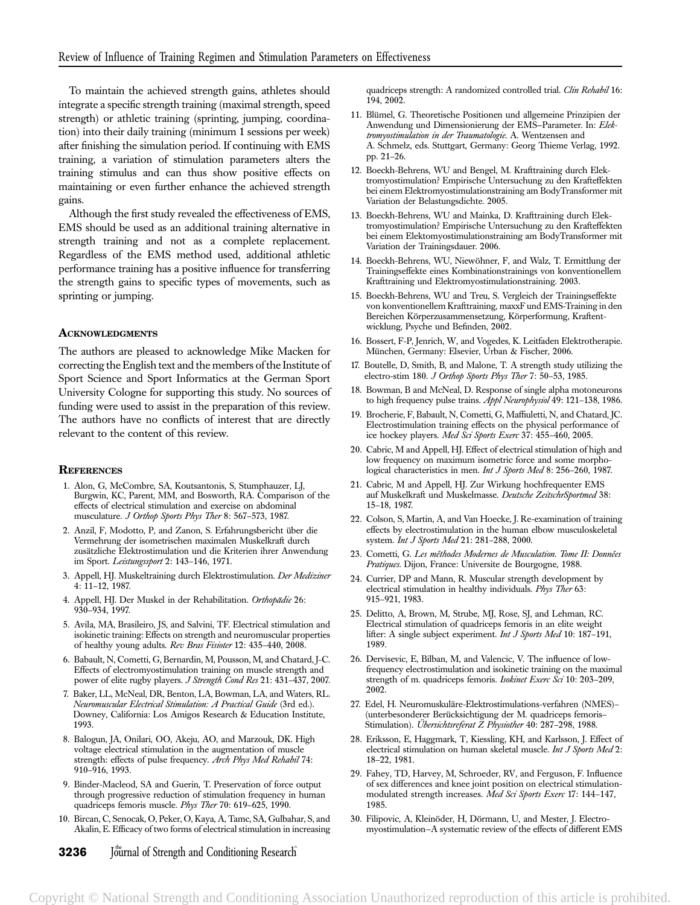To maintain the achieved strength gains, athletes should integrate a specific strength training (maximal strength, speed strength) or athletic training (sprinting, jumping, coordination) into their daily training (minimum 1 sessions per week) after finishing the simulation period. If continuing with EMS training, a variation of stimulation parameters alters the training stimulus and can thus show positive effects on maintaining or even further enhance the achieved strength gains.

Although the first study revealed the effectiveness of EMS, EMS should be used as an additional training alternative in strength training and not as a complete replacement. Regardless of the EMS method used, additional athletic performance training has a positive influence for transferring the strength gains to specific types of movements, such as sprinting or jumping.

## Acknowledgments

The authors are pleased to acknowledge Mike Macken for correcting the English text and the members of the Institute of Sport Science and Sport Informatics at the German Sport University Cologne for supporting this study. No sources of funding were used to assist in the preparation of this review. The authors have no conflicts of interest that are directly relevant to the content of this review.

## References

1. Alon, G, McCombre, SA, Koutsantonis, S, Stumphauzer, LJ, Burgwin, KC, Parent, MM, and Bosworth, RA. Comparison of the effects of electrical stimulation and exercise on abdominal musculature. *J Orthop Sports Phys Ther* 8: 567–573, 1987.
2. Anzil, F, Modotto, P, and Zanon, S. Erfahrungsbericht über die Vermehrung der isometrischen maximalen Muskelkraft durch zusätzliche Elektrostimulation und die Kriterien ihrer Anwendung im Sport. *Leistungssport* 2: 143–146, 1971.
3. Appell, HJ. Muskeltraining durch Elektrostimulation. *Der Mediziner* 4: 11–12, 1987.
4. Appell, HJ. Der Muskel in der Rehabilitation. *Orthopädie* 26: 930–934, 1997.
5. Avila, MA, Brasileiro, JS, and Salvini, TF. Electrical stimulation and isokinetic training: Effects on strength and neuromuscular properties of healthy young adults. *Rev Bras Fisioter* 12: 435–440, 2008.
6. Babault, N, Cometti, G, Bernardin, M, Pousson, M, and Chatard, J-C. Effects of electromyostimulation training on muscle strength and power of elite rugby players. *J Strength Cond Res* 21: 431–437, 2007.
7. Baker, LL, McNeal, DR, Benton, LA, Bowman, LA, and Waters, RL. *Neuromuscular Electrical Stimulation: A Practical Guide* (3rd ed.). Downey, California: Los Amigos Research & Education Institute, 1993.
8. Balogun, JA, Onilari, OO, Akeju, AO, and Marzouk, DK. High voltage electrical stimulation in the augmentation of muscle strength: effects of pulse frequency. *Arch Phys Med Rehabil* 74: 910–916, 1993.
9. Binder-Macleod, SA and Guerin, T. Preservation of force output through progressive reduction of stimulation frequency in human quadriceps femoris muscle. *Phys Ther* 70: 619–625, 1990.
10. Bircan, C, Senocak, O, Peker, O, Kaya, A, Tamc, SA, Gulbahar, S, and Akalin, E. Efficacy of two forms of electrical stimulation in increasing quadriceps strength: A randomized controlled trial. *Clin Rehabil* 16: 194, 2002.
11. Blümel, G. Theoretische Positionen und allgemeine Prinzipien der Anwendung und Dimensionierung der EMS–Parameter. In: *Elektromyostimulation in der Traumatologie*. A. Wentzensen and A. Schmelz, eds. Stuttgart, Germany: Georg Thieme Verlag, 1992. pp. 21–26.
12. Boeckh-Behrens, WU and Bengel, M. Krafttraining durch Elektromyostimulation? Empirische Untersuchung zu den Krafteffekten bei einem Elektromyostimulationstraining am BodyTransformer mit Variation der Belastungsdichte. 2005.
13. Boeckh-Behrens, WU and Mainka, D. Krafttraining durch Elektromyostimulation? Empirische Untersuchung zu den Krafteffekten bei einem Elektomyostimulationstraining am BodyTransformer mit Variation der Trainingsdauer. 2006.
14. Boeckh-Behrens, WU, Niewöhner, F, and Walz, T. Ermittlung der Trainingseffekte eines Kombinationstrainings von konventionellem Krafttraining und Elektromyostimulationstraining. 2003.
15. Boeckh-Behrens, WU and Treu, S. Vergleich der Trainingseffekte von konventionellem Krafttraining, maxxF und EMS-Training in den Bereichen Körperzusammensetzung, Körperformung, Kraftentwicklung, Psyche und Befinden, 2002.
16. Bossert, F-P, Jenrich, W, and Vogedes, K. Leitfaden Elektrotherapie. München, Germany: Elsevier, Urban & Fischer, 2006.
17. Boutelle, D, Smith, B, and Malone, T. A strength study utilizing the electro-stim 180. *J Orthop Sports Phys Ther* 7: 50–53, 1985.
18. Bowman, B and McNeal, D. Response of single alpha motoneurons to high frequency pulse trains. *Appl Neurophysiol* 49: 121–138, 1986.
19. Brocherie, F, Babault, N, Cometti, G, Maffiuletti, N, and Chatard, JC. Electrostimulation training effects on the physical performance of ice hockey players. *Med Sci Sports Exerc* 37: 455–460, 2005.
20. Cabric, M and Appell, HJ. Effect of electrical stimulation of high and low frequency on maximum isometric force and some morphological characteristics in men. *Int J Sports Med* 8: 256–260, 1987.
21. Cabric, M and Appell, HJ. Zur Wirkung hochfrequenter EMS auf Muskelkraft und Muskelmasse. *Deutsche ZeitschrSportmed* 38: 15–18, 1987.
22. Colson, S, Martin, A, and Van Hoecke, J. Re-examination of training effects by electrostimulation in the human elbow musculoskeletal system. *Int J Sports Med* 21: 281–288, 2000.
23. Cometti, G. *Les méthodes Modernes de Musculation. Tome II: Données Pratiques.* Dijon, France: Universite de Bourgogne, 1988.
24. Currier, DP and Mann, R. Muscular strength development by electrical stimulation in healthy individuals. *Phys Ther* 63: 915–921, 1983.
25. Delitto, A, Brown, M, Strube, MJ, Rose, SJ, and Lehman, RC. Electrical stimulation of quadriceps femoris in an elite weight lifter: A single subject experiment. *Int J Sports Med* 10: 187–191, 1989.
26. Dervisevic, E, Bilban, M, and Valencic, V. The influence of low-frequency electrostimulation and isokinetic training on the maximal strength of m. quadriceps femoris. *Isokinet Exerc Sci* 10: 203–209, 2002.
27. Edel, H. Neuromuskuläre-Elektrostimulations-verfahren (NMES)–(unterbesonderer Berücksichtigung der M. quadriceps femoris–Stimulation). *Übersichtsreferat Z Physiother* 40: 287–298, 1988.
28. Eriksson, E, Haggmark, T, Kiessling, KH, and Karlsson, J. Effect of electrical stimulation on human skeletal muscle. *Int J Sports Med* 2: 18–22, 1981.
29. Fahey, TD, Harvey, M, Schroeder, RV, and Ferguson, F. Influence of sex differences and knee joint position on electrical stimulation-modulated strength increases. *Med Sci Sports Exerc* 17: 144–147, 1985.
30. Filipovic, A, Kleinöder, H, Dörmann, U, and Mester, J. Electromyostimulation–A systematic review of the effects of different EMS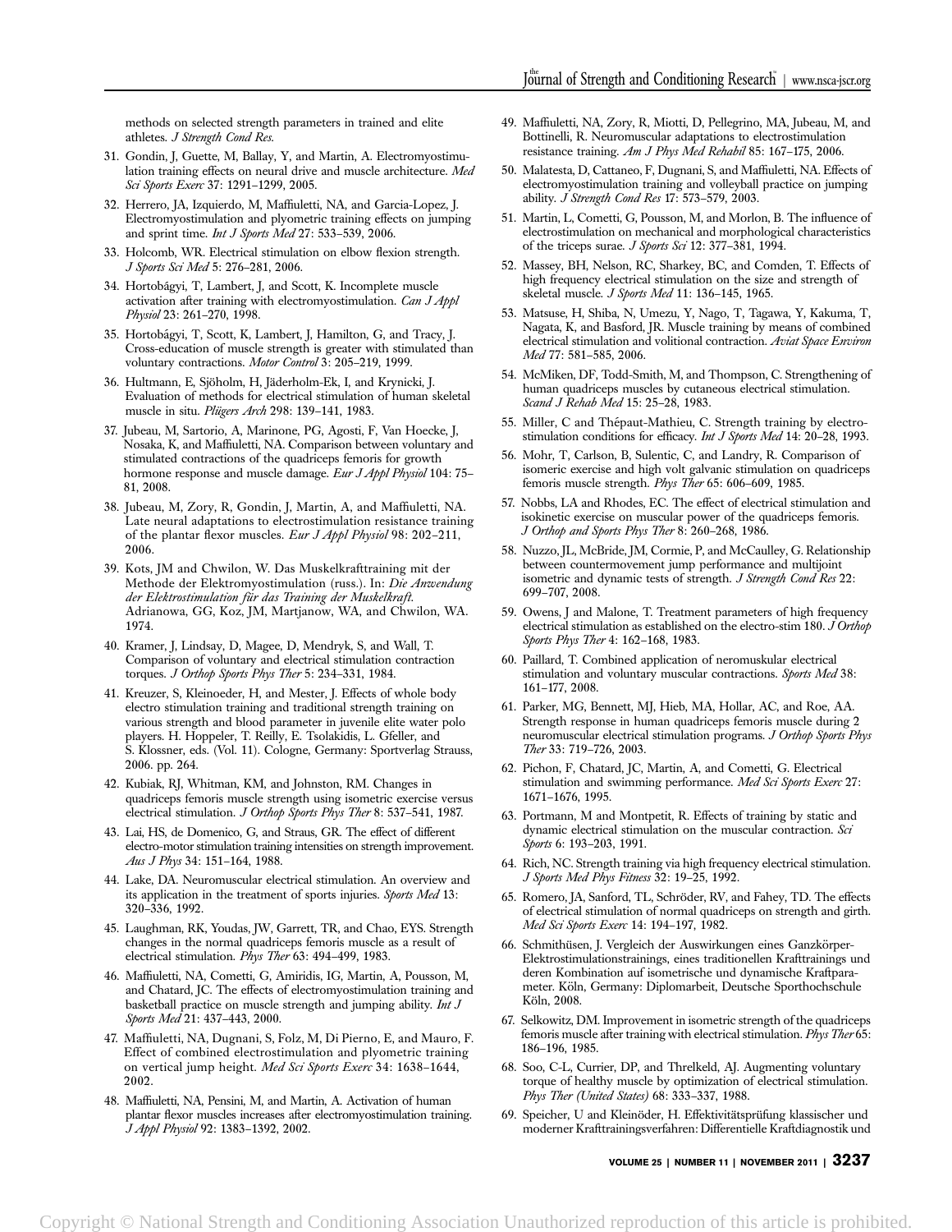methods on selected strength parameters in trained and elite athletes. *J Strength Cond Res.*

31. Gondin, J, Guette, M, Ballay, Y, and Martin, A. Electromyostimulation training effects on neural drive and muscle architecture. *Med Sci Sports Exerc* 37: 1291–1299, 2005.
32. Herrero, JA, Izquierdo, M, Maffiuletti, NA, and Garcia-Lopez, J. Electromyostimulation and plyometric training effects on jumping and sprint time. *Int J Sports Med* 27: 533–539, 2006.
33. Holcomb, WR. Electrical stimulation on elbow flexion strength. *J Sports Sci Med* 5: 276–281, 2006.
34. Hortobágyi, T, Lambert, J, and Scott, K. Incomplete muscle activation after training with electromyostimulation. *Can J Appl Physiol* 23: 261–270, 1998.
35. Hortobágyi, T, Scott, K, Lambert, J, Hamilton, G, and Tracy, J. Cross-education of muscle strength is greater with stimulated than voluntary contractions. *Motor Control* 3: 205–219, 1999.
36. Hultmann, E, Sjöholm, H, Jäderholm-Ek, I, and Krynicki, J. Evaluation of methods for electrical stimulation of human skeletal muscle in situ. *Plügers Arch* 298: 139–141, 1983.
37. Jubeau, M, Sartorio, A, Marinone, PG, Agosti, F, Van Hoecke, J, Nosaka, K, and Maffiuletti, NA. Comparison between voluntary and stimulated contractions of the quadriceps femoris for growth hormone response and muscle damage. *Eur J Appl Physiol* 104: 75–81, 2008.
38. Jubeau, M, Zory, R, Gondin, J, Martin, A, and Maffiuletti, NA. Late neural adaptations to electrostimulation resistance training of the plantar flexor muscles. *Eur J Appl Physiol* 98: 202–211, 2006.
39. Kots, JM and Chwilon, W. Das Muskelkrafttraining mit der Methode der Elektromyostimulation (russ.). In: *Die Anwendung der Elektrostimulation für das Training der Muskelkraft.* Adrianowa, GG, Koz, JM, Martjanow, WA, and Chwilon, WA. 1974.
40. Kramer, J, Lindsay, D, Magee, D, Mendryk, S, and Wall, T. Comparison of voluntary and electrical stimulation contraction torques. *J Orthop Sports Phys Ther* 5: 234–331, 1984.
41. Kreuzer, S, Kleinoeder, H, and Mester, J. Effects of whole body electro stimulation training and traditional strength training on various strength and blood parameter in juvenile elite water polo players. H. Hoppeler, T. Reilly, E. Tsolakidis, L. Gfeller, and S. Klossner, eds. (Vol. 11). Cologne, Germany: Sportverlag Strauss, 2006. pp. 264.
42. Kubiak, RJ, Whitman, KM, and Johnston, RM. Changes in quadriceps femoris muscle strength using isometric exercise versus electrical stimulation. *J Orthop Sports Phys Ther* 8: 537–541, 1987.
43. Lai, HS, de Domenico, G, and Straus, GR. The effect of different electro-motor stimulation training intensities on strength improvement. *Aus J Phys* 34: 151–164, 1988.
44. Lake, DA. Neuromuscular electrical stimulation. An overview and its application in the treatment of sports injuries. *Sports Med* 13: 320–336, 1992.
45. Laughman, RK, Youdas, JW, Garrett, TR, and Chao, EYS. Strength changes in the normal quadriceps femoris muscle as a result of electrical stimulation. *Phys Ther* 63: 494–499, 1983.
46. Maffiuletti, NA, Cometti, G, Amiridis, IG, Martin, A, Pousson, M, and Chatard, JC. The effects of electromyostimulation training and basketball practice on muscle strength and jumping ability. *Int J Sports Med* 21: 437–443, 2000.
47. Maffiuletti, NA, Dugnani, S, Folz, M, Di Pierno, E, and Mauro, F. Effect of combined electrostimulation and plyometric training on vertical jump height. *Med Sci Sports Exerc* 34: 1638–1644, 2002.
48. Maffiuletti, NA, Pensini, M, and Martin, A. Activation of human plantar flexor muscles increases after electromyostimulation training. *J Appl Physiol* 92: 1383–1392, 2002.
49. Maffiuletti, NA, Zory, R, Miotti, D, Pellegrino, MA, Jubeau, M, and Bottinelli, R. Neuromuscular adaptations to electrostimulation resistance training. *Am J Phys Med Rehabil* 85: 167–175, 2006.
50. Malatesta, D, Cattaneo, F, Dugnani, S, and Maffiuletti, NA. Effects of electromyostimulation training and volleyball practice on jumping ability. *J Strength Cond Res* 17: 573–579, 2003.
51. Martin, L, Cometti, G, Pousson, M, and Morlon, B. The influence of electrostimulation on mechanical and morphological characteristics of the triceps surae. *J Sports Sci* 12: 377–381, 1994.
52. Massey, BH, Nelson, RC, Sharkey, BC, and Comden, T. Effects of high frequency electrical stimulation on the size and strength of skeletal muscle. *J Sports Med* 11: 136–145, 1965.
53. Matsuse, H, Shiba, N, Umezu, Y, Nago, T, Tagawa, Y, Kakuma, T, Nagata, K, and Basford, JR. Muscle training by means of combined electrical stimulation and volitional contraction. *Aviat Space Environ Med* 77: 581–585, 2006.
54. McMiken, DF, Todd-Smith, M, and Thompson, C. Strengthening of human quadriceps muscles by cutaneous electrical stimulation. *Scand J Rehab Med* 15: 25–28, 1983.
55. Miller, C and Thépaut-Mathieu, C. Strength training by electrostimulation conditions for efficacy. *Int J Sports Med* 14: 20–28, 1993.
56. Mohr, T, Carlson, B, Sulentic, C, and Landry, R. Comparison of isomeric exercise and high volt galvanic stimulation on quadriceps femoris muscle strength. *Phys Ther* 65: 606–609, 1985.
57. Nobbs, LA and Rhodes, EC. The effect of electrical stimulation and isokinetic exercise on muscular power of the quadriceps femoris. *J Orthop and Sports Phys Ther* 8: 260–268, 1986.
58. Nuzzo, JL, McBride, JM, Cormie, P, and McCaulley, G. Relationship between countermovement jump performance and multijoint isometric and dynamic tests of strength. *J Strength Cond Res* 22: 699–707, 2008.
59. Owens, J and Malone, T. Treatment parameters of high frequency electrical stimulation as established on the electro-stim 180. *J Orthop Sports Phys Ther* 4: 162–168, 1983.
60. Paillard, T. Combined application of neromuskular electrical stimulation and voluntary muscular contractions. *Sports Med* 38: 161–177, 2008.
61. Parker, MG, Bennett, MJ, Hieb, MA, Hollar, AC, and Roe, AA. Strength response in human quadriceps femoris muscle during 2 neuromuscular electrical stimulation programs. *J Orthop Sports Phys Ther* 33: 719–726, 2003.
62. Pichon, F, Chatard, JC, Martin, A, and Cometti, G. Electrical stimulation and swimming performance. *Med Sci Sports Exerc* 27: 1671–1676, 1995.
63. Portmann, M and Montpetit, R. Effects of training by static and dynamic electrical stimulation on the muscular contraction. *Sci Sports* 6: 193–203, 1991.
64. Rich, NC. Strength training via high frequency electrical stimulation. *J Sports Med Phys Fitness* 32: 19–25, 1992.
65. Romero, JA, Sanford, TL, Schröder, RV, and Fahey, TD. The effects of electrical stimulation of normal quadriceps on strength and girth. *Med Sci Sports Exerc* 14: 194–197, 1982.
66. Schmithüsen, J. Vergleich der Auswirkungen eines Ganzkörper-Elektrostimulationstrainings, eines traditionellen Krafttrainings und deren Kombination auf isometrische und dynamische Kraftparameter. Köln, Germany: Diplomarbeit, Deutsche Sporthochschule Köln, 2008.
67. Selkowitz, DM. Improvement in isometric strength of the quadriceps femoris muscle after training with electrical stimulation. *Phys Ther* 65: 186–196, 1985.
68. Soo, C-L, Currier, DP, and Threlkeld, AJ. Augmenting voluntary torque of healthy muscle by optimization of electrical stimulation. *Phys Ther (United States)* 68: 333–337, 1988.
69. Speicher, U and Kleinöder, H. Effektivitätsprüfung klassischer und moderner Krafttrainingsverfahren: Differentielle Kraftdiagnostik und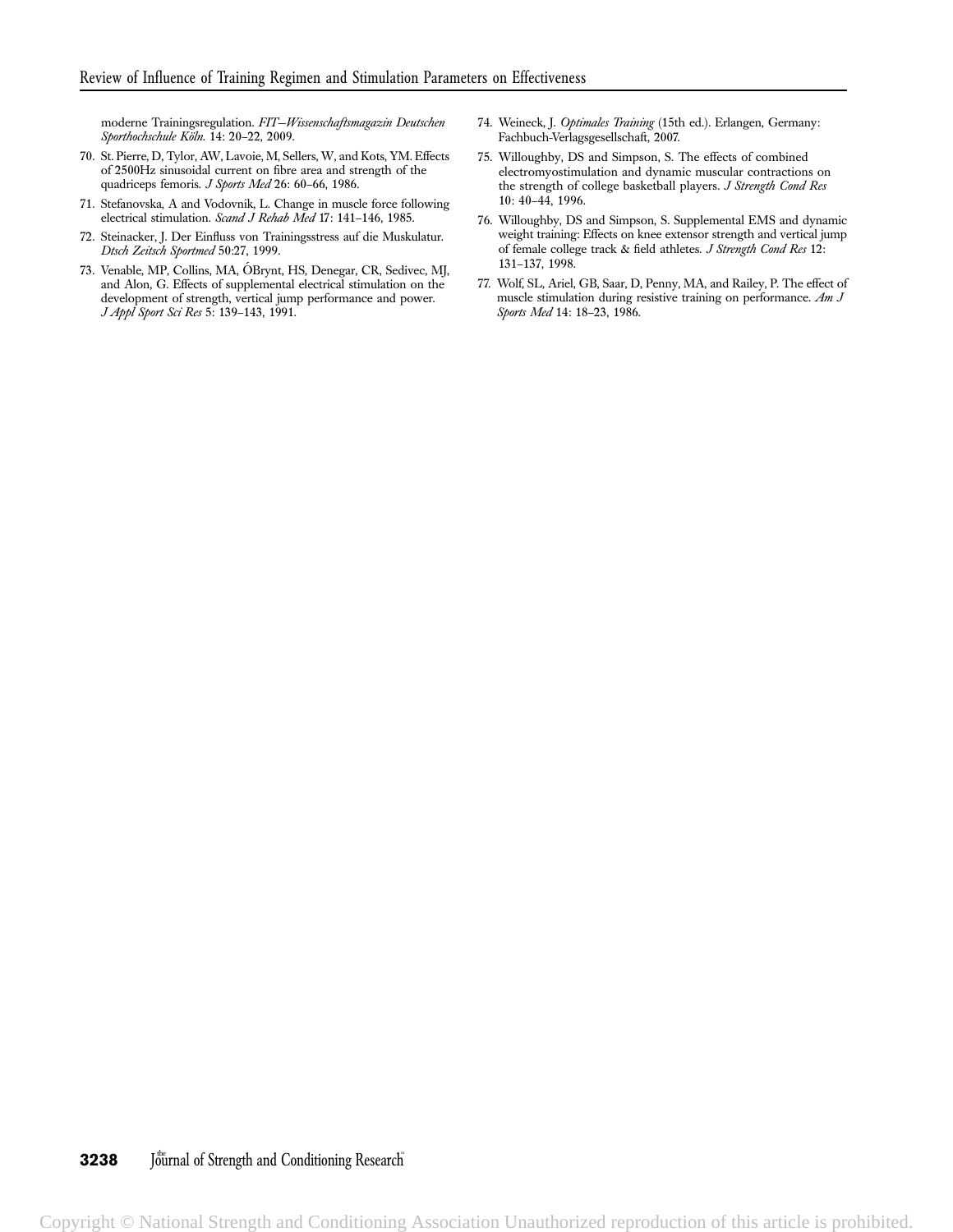moderne Trainingsregulation. *FIT–Wissenschaftsmagazin Deutschen Sporthochschule Köln.* 14: 20–22, 2009.

70. St. Pierre, D, Tylor, AW, Lavoie, M, Sellers, W, and Kots, YM. Effects of 2500Hz sinusoidal current on fibre area and strength of the quadriceps femoris. *J Sports Med* 26: 60–66, 1986.
71. Stefanovska, A and Vodovnik, L. Change in muscle force following electrical stimulation. *Scand J Rehab Med* 17: 141–146, 1985.
72. Steinacker, J. Der Einfluss von Trainingsstress auf die Muskulatur. *Dtsch Zeitsch Sportmed* 50:27, 1999.
73. Venable, MP, Collins, MA, ÓBrynt, HS, Denegar, CR, Sedivec, MJ, and Alon, G. Effects of supplemental electrical stimulation on the development of strength, vertical jump performance and power. *J Appl Sport Sci Res* 5: 139–143, 1991.
74. Weineck, J. *Optimales Training* (15th ed.). Erlangen, Germany: Fachbuch-Verlagsgesellschaft, 2007.
75. Willoughby, DS and Simpson, S. The effects of combined electromyostimulation and dynamic muscular contractions on the strength of college basketball players. *J Strength Cond Res* 10: 40–44, 1996.
76. Willoughby, DS and Simpson, S. Supplemental EMS and dynamic weight training: Effects on knee extensor strength and vertical jump of female college track & field athletes. *J Strength Cond Res* 12: 131–137, 1998.
77. Wolf, SL, Ariel, GB, Saar, D, Penny, MA, and Railey, P. The effect of muscle stimulation during resistive training on performance. *Am J Sports Med* 14: 18–23, 1986.